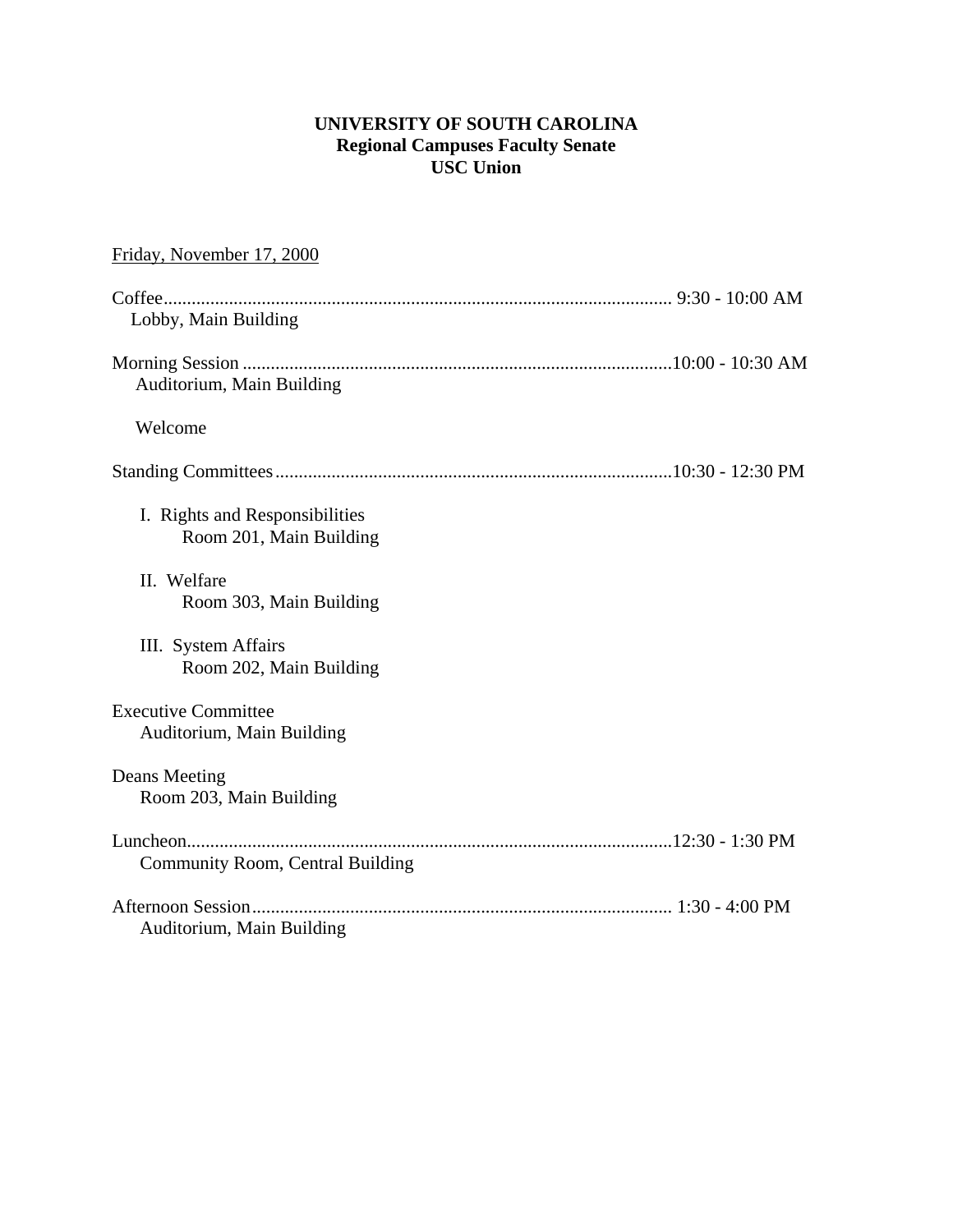# UNIVERSITY OF SOUTH CAROLINA
## Regional Campuses Faculty Senate
## USC Union

Friday, November 17, 2000

Coffee............................................................................................................ 9:30 - 10:00 AM
Lobby, Main Building

Morning Session ...........................................................................................10:00 - 10:30 AM
Auditorium, Main Building

Welcome

Standing Committees....................................................................................10:30 - 12:30 PM

I. Rights and Responsibilities
Room 201, Main Building

II. Welfare
Room 303, Main Building

III. System Affairs
Room 202, Main Building

Executive Committee
Auditorium, Main Building

Deans Meeting
Room 203, Main Building

Luncheon.......................................................................................................12:30 - 1:30 PM
Community Room, Central Building

Afternoon Session......................................................................................... 1:30 - 4:00 PM
Auditorium, Main Building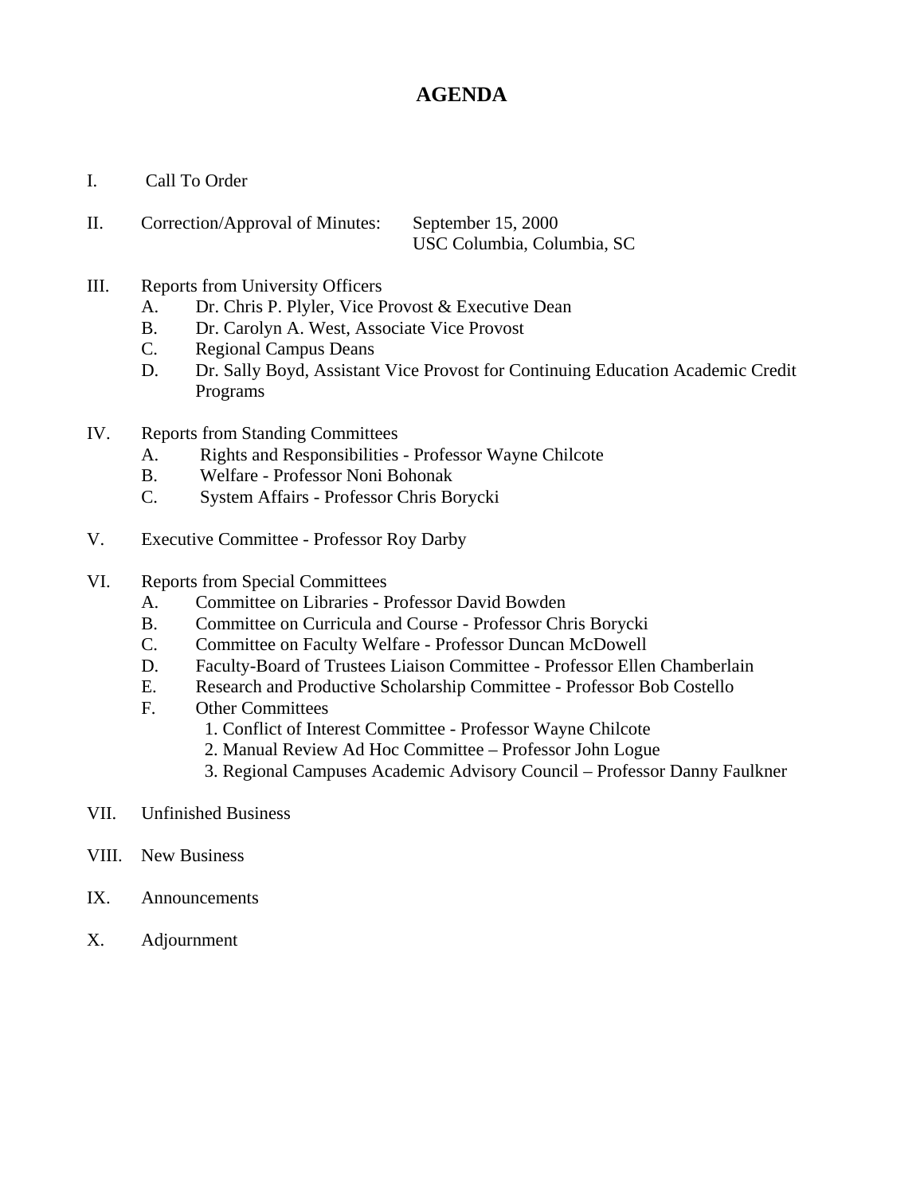# AGENDA

I. Call To Order

II. Correction/Approval of Minutes: September 15, 2000
USC Columbia, Columbia, SC

III. Reports from University Officers
   A. Dr. Chris P. Plyler, Vice Provost & Executive Dean
   B. Dr. Carolyn A. West, Associate Vice Provost
   C. Regional Campus Deans
   D. Dr. Sally Boyd, Assistant Vice Provost for Continuing Education Academic Credit Programs

IV. Reports from Standing Committees
   A. Rights and Responsibilities - Professor Wayne Chilcote
   B. Welfare - Professor Noni Bohonak
   C. System Affairs - Professor Chris Borycki

V. Executive Committee - Professor Roy Darby

VI. Reports from Special Committees
   A. Committee on Libraries - Professor David Bowden
   B. Committee on Curricula and Course - Professor Chris Borycki
   C. Committee on Faculty Welfare - Professor Duncan McDowell
   D. Faculty-Board of Trustees Liaison Committee - Professor Ellen Chamberlain
   E. Research and Productive Scholarship Committee - Professor Bob Costello
   F. Other Committees
      1. Conflict of Interest Committee - Professor Wayne Chilcote
      2. Manual Review Ad Hoc Committee – Professor John Logue
      3. Regional Campuses Academic Advisory Council – Professor Danny Faulkner

VII. Unfinished Business

VIII. New Business

IX. Announcements

X. Adjournment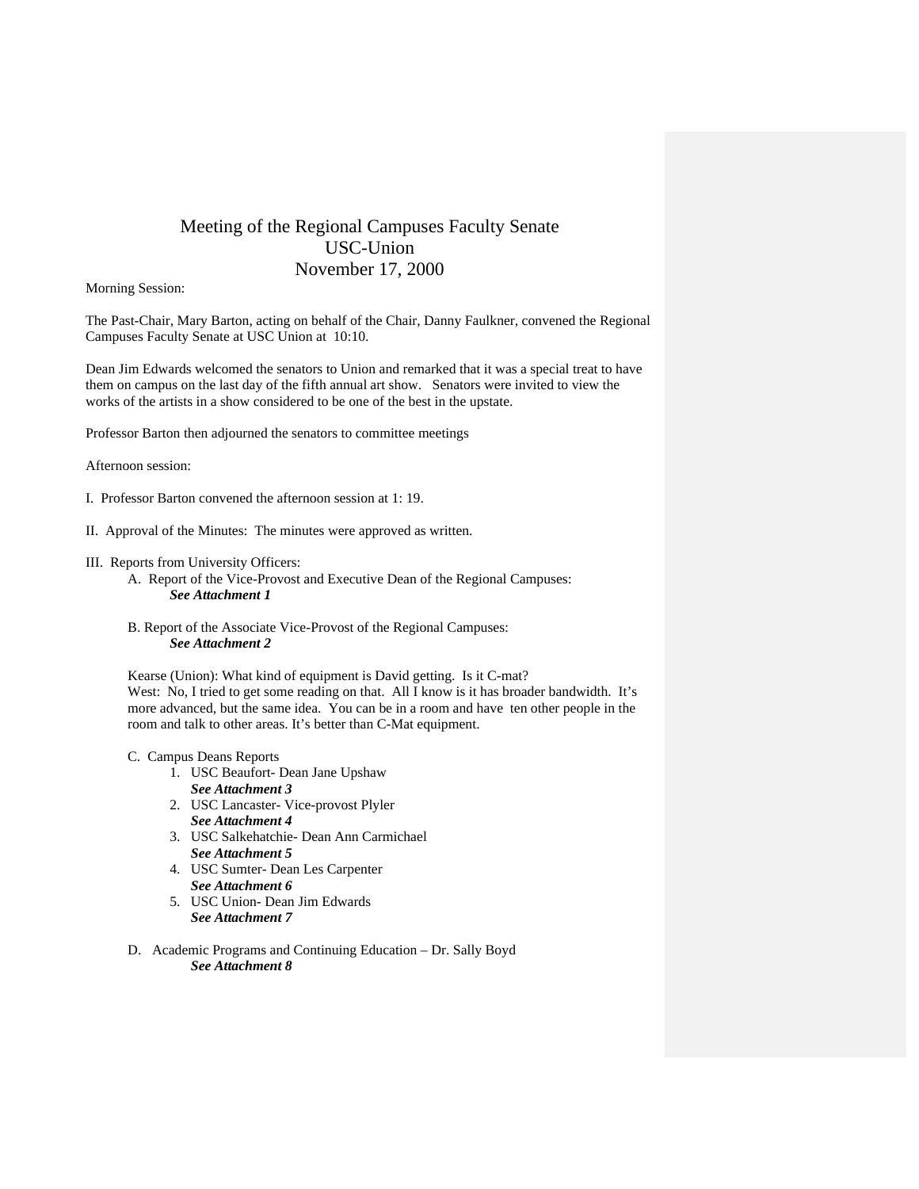# Meeting of the Regional Campuses Faculty Senate
## USC-Union
## November 17, 2000

Morning Session:

The Past-Chair, Mary Barton, acting on behalf of the Chair, Danny Faulkner, convened the Regional Campuses Faculty Senate at USC Union at 10:10.

Dean Jim Edwards welcomed the senators to Union and remarked that it was a special treat to have them on campus on the last day of the fifth annual art show. Senators were invited to view the works of the artists in a show considered to be one of the best in the upstate.

Professor Barton then adjourned the senators to committee meetings

Afternoon session:

I. Professor Barton convened the afternoon session at 1: 19.

II. Approval of the Minutes: The minutes were approved as written.

III. Reports from University Officers:

A. Report of the Vice-Provost and Executive Dean of the Regional Campuses:
***See Attachment 1***

B. Report of the Associate Vice-Provost of the Regional Campuses:
***See Attachment 2***

Kearse (Union): What kind of equipment is David getting. Is it C-mat?
West: No, I tried to get some reading on that. All I know is it has broader bandwidth. It's more advanced, but the same idea. You can be in a room and have ten other people in the room and talk to other areas. It's better than C-Mat equipment.

C. Campus Deans Reports

1. USC Beaufort- Dean Jane Upshaw
   ***See Attachment 3***
2. USC Lancaster- Vice-provost Plyler
   ***See Attachment 4***
3. USC Salkehatchie- Dean Ann Carmichael
   ***See Attachment 5***
4. USC Sumter- Dean Les Carpenter
   ***See Attachment 6***
5. USC Union- Dean Jim Edwards
   ***See Attachment 7***

D. Academic Programs and Continuing Education – Dr. Sally Boyd
***See Attachment 8***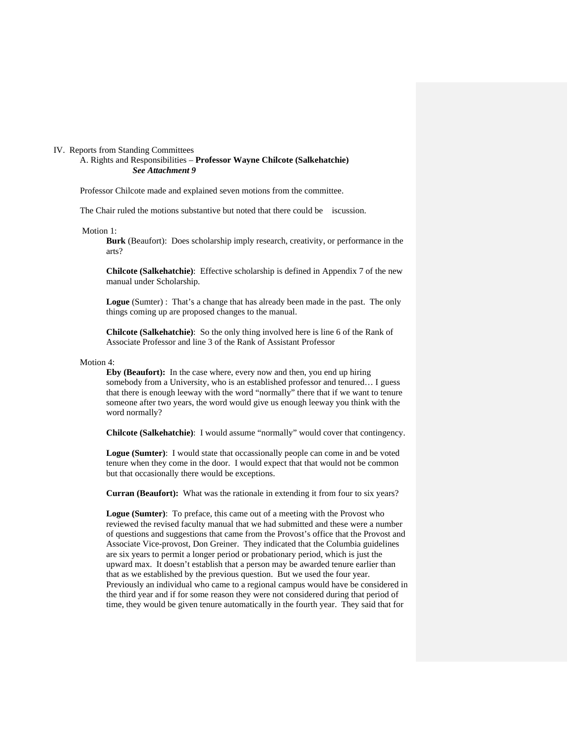IV. Reports from Standing Committees

A. Rights and Responsibilities – **Professor Wayne Chilcote (Salkehatchie)**
***See Attachment 9***

Professor Chilcote made and explained seven motions from the committee.

The Chair ruled the motions substantive but noted that there could be iscussion.

Motion 1:

**Burk** (Beaufort): Does scholarship imply research, creativity, or performance in the arts?

**Chilcote (Salkehatchie)**: Effective scholarship is defined in Appendix 7 of the new manual under Scholarship.

**Logue** (Sumter) : That's a change that has already been made in the past. The only things coming up are proposed changes to the manual.

**Chilcote (Salkehatchie)**: So the only thing involved here is line 6 of the Rank of Associate Professor and line 3 of the Rank of Assistant Professor

Motion 4:

**Eby (Beaufort):** In the case where, every now and then, you end up hiring somebody from a University, who is an established professor and tenured… I guess that there is enough leeway with the word "normally" there that if we want to tenure someone after two years, the word would give us enough leeway you think with the word normally?

**Chilcote (Salkehatchie)**: I would assume "normally" would cover that contingency.

**Logue (Sumter)**: I would state that occassionally people can come in and be voted tenure when they come in the door. I would expect that that would not be common but that occasionally there would be exceptions.

**Curran (Beaufort):** What was the rationale in extending it from four to six years?

**Logue (Sumter)**: To preface, this came out of a meeting with the Provost who reviewed the revised faculty manual that we had submitted and these were a number of questions and suggestions that came from the Provost's office that the Provost and Associate Vice-provost, Don Greiner. They indicated that the Columbia guidelines are six years to permit a longer period or probationary period, which is just the upward max. It doesn't establish that a person may be awarded tenure earlier than that as we established by the previous question. But we used the four year. Previously an individual who came to a regional campus would have been considered in the third year and if for some reason they were not considered during that period of time, they would be given tenure automatically in the fourth year. They said that for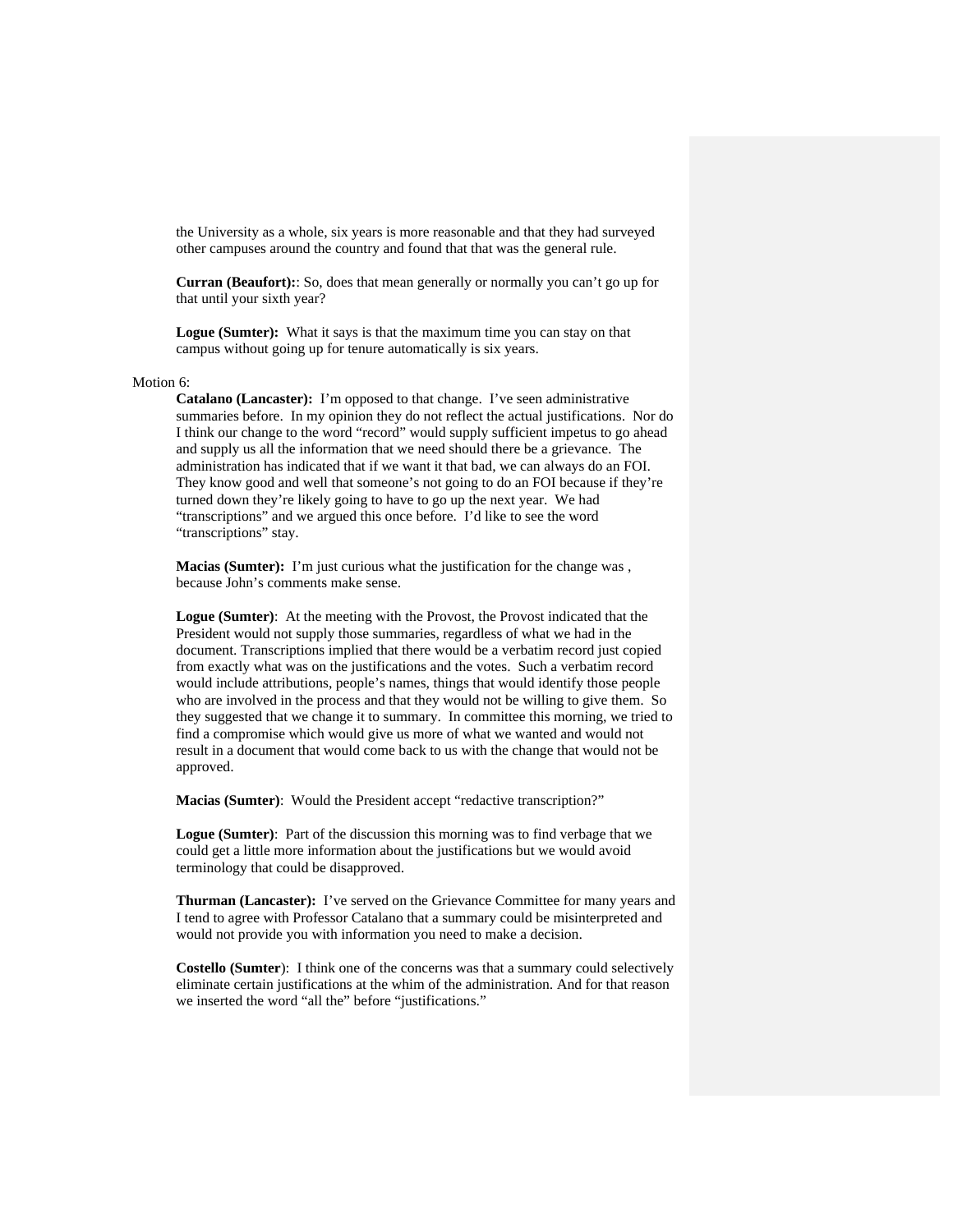the University as a whole, six years is more reasonable and that they had surveyed other campuses around the country and found that that was the general rule.

**Curran (Beaufort):**: So, does that mean generally or normally you can't go up for that until your sixth year?

**Logue (Sumter):** What it says is that the maximum time you can stay on that campus without going up for tenure automatically is six years.

Motion 6:

**Catalano (Lancaster):** I'm opposed to that change. I've seen administrative summaries before. In my opinion they do not reflect the actual justifications. Nor do I think our change to the word "record" would supply sufficient impetus to go ahead and supply us all the information that we need should there be a grievance. The administration has indicated that if we want it that bad, we can always do an FOI. They know good and well that someone's not going to do an FOI because if they're turned down they're likely going to have to go up the next year. We had "transcriptions" and we argued this once before. I'd like to see the word "transcriptions" stay.

**Macias (Sumter):** I'm just curious what the justification for the change was , because John's comments make sense.

**Logue (Sumter)**: At the meeting with the Provost, the Provost indicated that the President would not supply those summaries, regardless of what we had in the document. Transcriptions implied that there would be a verbatim record just copied from exactly what was on the justifications and the votes. Such a verbatim record would include attributions, people's names, things that would identify those people who are involved in the process and that they would not be willing to give them. So they suggested that we change it to summary. In committee this morning, we tried to find a compromise which would give us more of what we wanted and would not result in a document that would come back to us with the change that would not be approved.

**Macias (Sumter)**: Would the President accept "redactive transcription?"

**Logue (Sumter)**: Part of the discussion this morning was to find verbage that we could get a little more information about the justifications but we would avoid terminology that could be disapproved.

**Thurman (Lancaster):** I've served on the Grievance Committee for many years and I tend to agree with Professor Catalano that a summary could be misinterpreted and would not provide you with information you need to make a decision.

**Costello (Sumter**): I think one of the concerns was that a summary could selectively eliminate certain justifications at the whim of the administration. And for that reason we inserted the word "all the" before "justifications."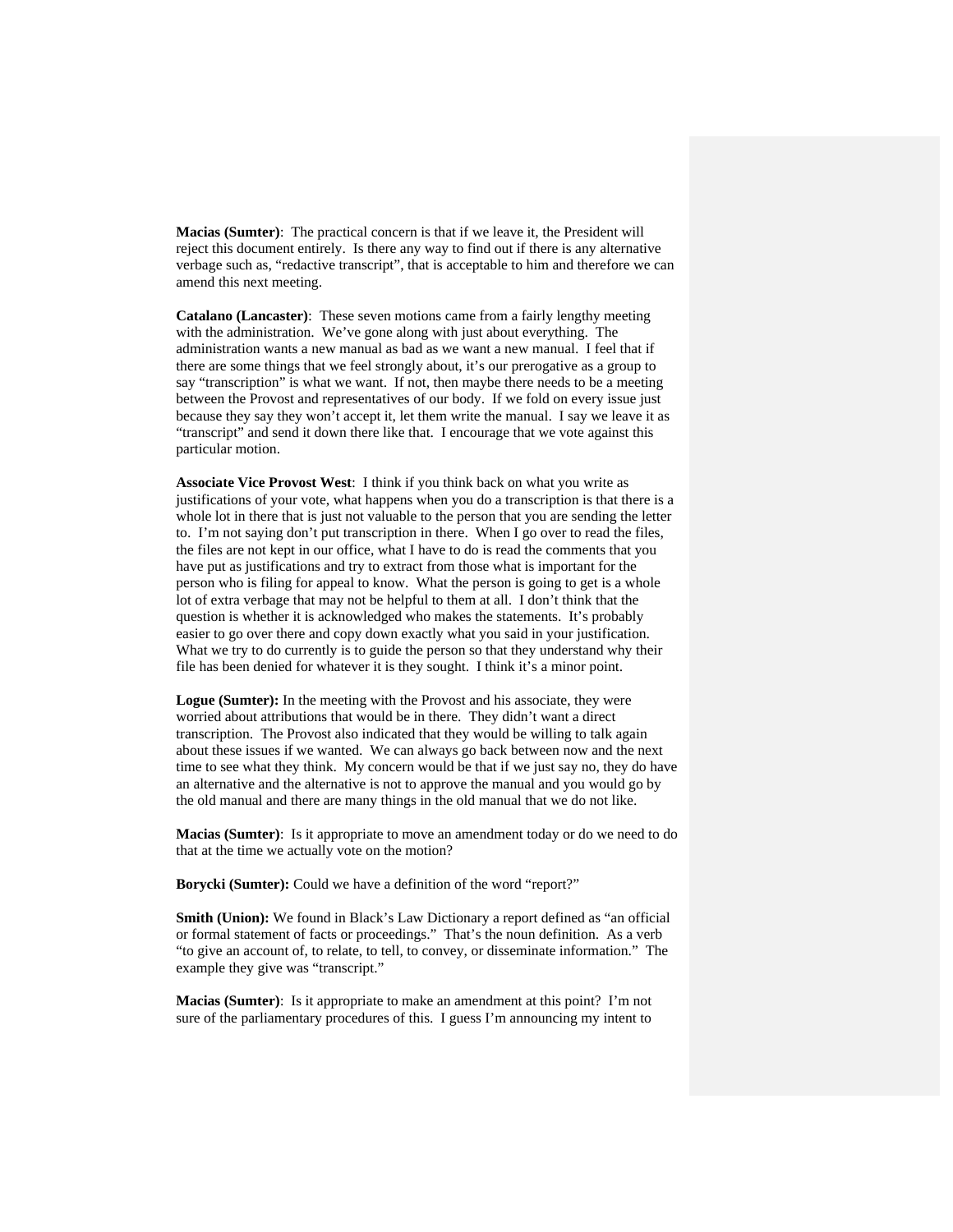**Macias (Sumter)**: The practical concern is that if we leave it, the President will reject this document entirely. Is there any way to find out if there is any alternative verbage such as, "redactive transcript", that is acceptable to him and therefore we can amend this next meeting.

**Catalano (Lancaster)**: These seven motions came from a fairly lengthy meeting with the administration. We've gone along with just about everything. The administration wants a new manual as bad as we want a new manual. I feel that if there are some things that we feel strongly about, it's our prerogative as a group to say "transcription" is what we want. If not, then maybe there needs to be a meeting between the Provost and representatives of our body. If we fold on every issue just because they say they won't accept it, let them write the manual. I say we leave it as "transcript" and send it down there like that. I encourage that we vote against this particular motion.

**Associate Vice Provost West**: I think if you think back on what you write as justifications of your vote, what happens when you do a transcription is that there is a whole lot in there that is just not valuable to the person that you are sending the letter to. I'm not saying don't put transcription in there. When I go over to read the files, the files are not kept in our office, what I have to do is read the comments that you have put as justifications and try to extract from those what is important for the person who is filing for appeal to know. What the person is going to get is a whole lot of extra verbage that may not be helpful to them at all. I don't think that the question is whether it is acknowledged who makes the statements. It's probably easier to go over there and copy down exactly what you said in your justification. What we try to do currently is to guide the person so that they understand why their file has been denied for whatever it is they sought. I think it's a minor point.

**Logue (Sumter):** In the meeting with the Provost and his associate, they were worried about attributions that would be in there. They didn't want a direct transcription. The Provost also indicated that they would be willing to talk again about these issues if we wanted. We can always go back between now and the next time to see what they think. My concern would be that if we just say no, they do have an alternative and the alternative is not to approve the manual and you would go by the old manual and there are many things in the old manual that we do not like.

**Macias (Sumter)**: Is it appropriate to move an amendment today or do we need to do that at the time we actually vote on the motion?

**Borycki (Sumter):** Could we have a definition of the word "report?"

**Smith (Union):** We found in Black's Law Dictionary a report defined as "an official or formal statement of facts or proceedings." That's the noun definition. As a verb "to give an account of, to relate, to tell, to convey, or disseminate information." The example they give was "transcript."

**Macias (Sumter)**: Is it appropriate to make an amendment at this point? I'm not sure of the parliamentary procedures of this. I guess I'm announcing my intent to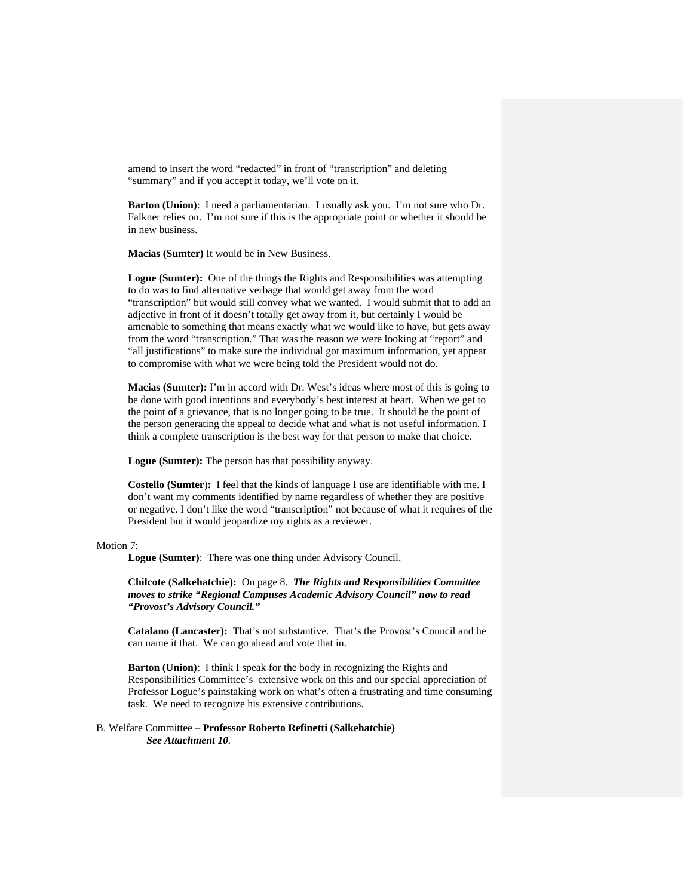amend to insert the word "redacted" in front of "transcription" and deleting "summary" and if you accept it today, we'll vote on it.

**Barton (Union)**: I need a parliamentarian. I usually ask you. I'm not sure who Dr. Falkner relies on. I'm not sure if this is the appropriate point or whether it should be in new business.

**Macias (Sumter)** It would be in New Business.

**Logue (Sumter):** One of the things the Rights and Responsibilities was attempting to do was to find alternative verbage that would get away from the word "transcription" but would still convey what we wanted. I would submit that to add an adjective in front of it doesn't totally get away from it, but certainly I would be amenable to something that means exactly what we would like to have, but gets away from the word "transcription." That was the reason we were looking at "report" and "all justifications" to make sure the individual got maximum information, yet appear to compromise with what we were being told the President would not do.

**Macias (Sumter):** I'm in accord with Dr. West's ideas where most of this is going to be done with good intentions and everybody's best interest at heart. When we get to the point of a grievance, that is no longer going to be true. It should be the point of the person generating the appeal to decide what and what is not useful information. I think a complete transcription is the best way for that person to make that choice.

**Logue (Sumter):** The person has that possibility anyway.

**Costello (Sumter):** I feel that the kinds of language I use are identifiable with me. I don't want my comments identified by name regardless of whether they are positive or negative. I don't like the word "transcription" not because of what it requires of the President but it would jeopardize my rights as a reviewer.

Motion 7:

**Logue (Sumter)**: There was one thing under Advisory Council.

**Chilcote (Salkehatchie):** On page 8. ***The Rights and Responsibilities Committee moves to strike "Regional Campuses Academic Advisory Council" now to read "Provost's Advisory Council."***

**Catalano (Lancaster):** That's not substantive. That's the Provost's Council and he can name it that. We can go ahead and vote that in.

**Barton (Union)**: I think I speak for the body in recognizing the Rights and Responsibilities Committee's extensive work on this and our special appreciation of Professor Logue's painstaking work on what's often a frustrating and time consuming task. We need to recognize his extensive contributions.

B. Welfare Committee – **Professor Roberto Refinetti (Salkehatchie)**

***See Attachment 10.***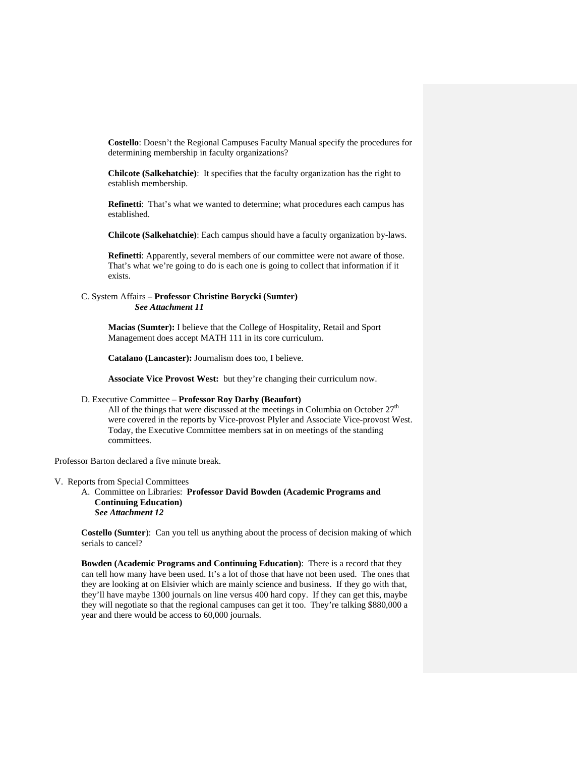**Costello**: Doesn't the Regional Campuses Faculty Manual specify the procedures for determining membership in faculty organizations?

**Chilcote (Salkehatchie)**: It specifies that the faculty organization has the right to establish membership.

**Refinetti**: That's what we wanted to determine; what procedures each campus has established.

**Chilcote (Salkehatchie)**: Each campus should have a faculty organization by-laws.

**Refinetti**: Apparently, several members of our committee were not aware of those. That's what we're going to do is each one is going to collect that information if it exists.

C. System Affairs – **Professor Christine Borycki (Sumter)**
***See Attachment 11***

**Macias (Sumter):** I believe that the College of Hospitality, Retail and Sport Management does accept MATH 111 in its core curriculum.

**Catalano (Lancaster):** Journalism does too, I believe.

**Associate Vice Provost West:** but they're changing their curriculum now.

D. Executive Committee – **Professor Roy Darby (Beaufort)**

All of the things that were discussed at the meetings in Columbia on October 27th were covered in the reports by Vice-provost Plyler and Associate Vice-provost West. Today, the Executive Committee members sat in on meetings of the standing committees.

Professor Barton declared a five minute break.

V. Reports from Special Committees

A. Committee on Libraries: **Professor David Bowden (Academic Programs and Continuing Education)**
***See Attachment 12***

**Costello (Sumter)**: Can you tell us anything about the process of decision making of which serials to cancel?

**Bowden (Academic Programs and Continuing Education)**: There is a record that they can tell how many have been used. It's a lot of those that have not been used. The ones that they are looking at on Elsivier which are mainly science and business. If they go with that, they'll have maybe 1300 journals on line versus 400 hard copy. If they can get this, maybe they will negotiate so that the regional campuses can get it too. They're talking $880,000 a year and there would be access to 60,000 journals.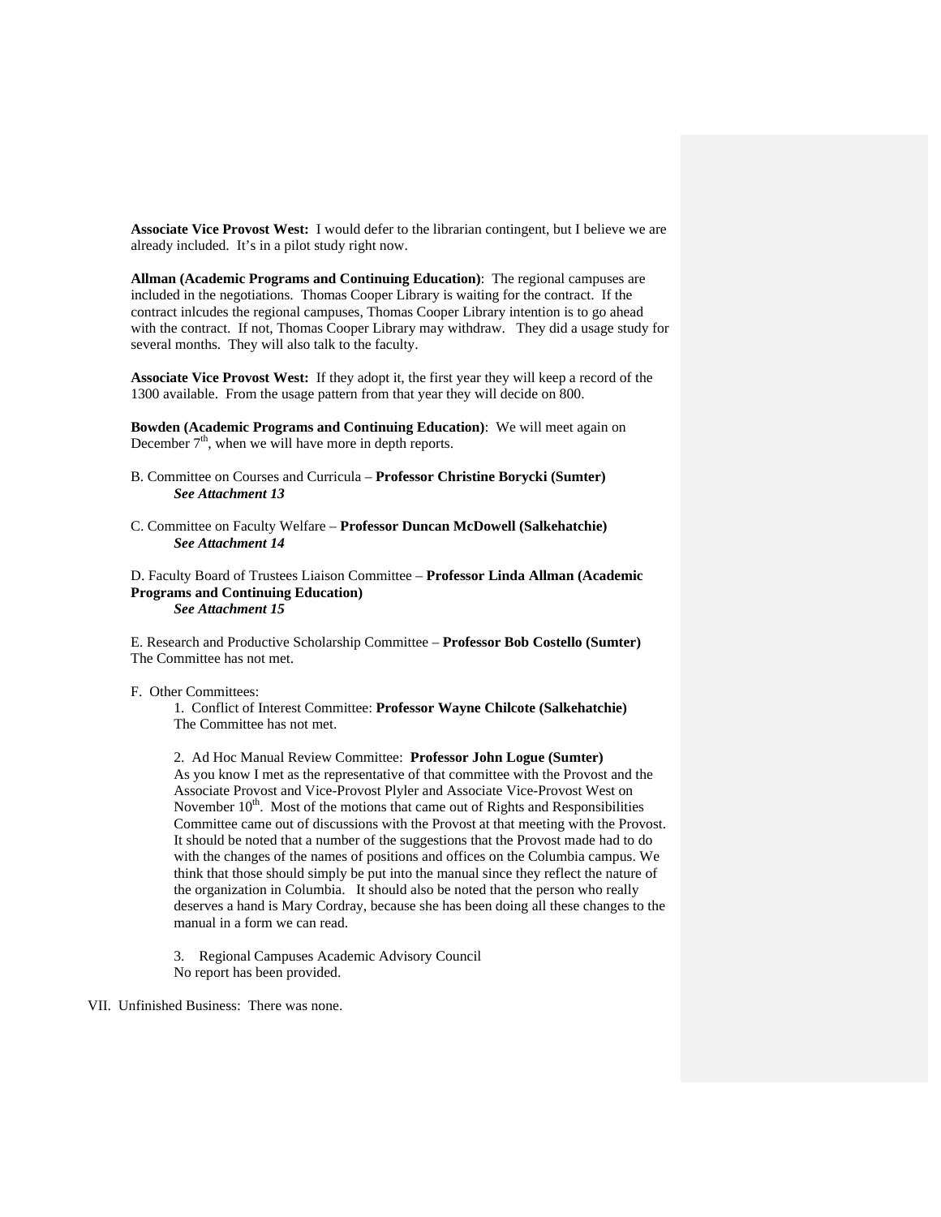**Associate Vice Provost West:** I would defer to the librarian contingent, but I believe we are already included. It's in a pilot study right now.

**Allman (Academic Programs and Continuing Education)**: The regional campuses are included in the negotiations. Thomas Cooper Library is waiting for the contract. If the contract inlcudes the regional campuses, Thomas Cooper Library intention is to go ahead with the contract. If not, Thomas Cooper Library may withdraw. They did a usage study for several months. They will also talk to the faculty.

**Associate Vice Provost West:** If they adopt it, the first year they will keep a record of the 1300 available. From the usage pattern from that year they will decide on 800.

**Bowden (Academic Programs and Continuing Education)**: We will meet again on December 7th, when we will have more in depth reports.

B. Committee on Courses and Curricula – **Professor Christine Borycki (Sumter)**
***See Attachment 13***

C. Committee on Faculty Welfare – **Professor Duncan McDowell (Salkehatchie)**
***See Attachment 14***

D. Faculty Board of Trustees Liaison Committee – **Professor Linda Allman (Academic Programs and Continuing Education)**
***See Attachment 15***

E. Research and Productive Scholarship Committee – **Professor Bob Costello (Sumter)**
The Committee has not met.

F. Other Committees:

1. Conflict of Interest Committee: **Professor Wayne Chilcote (Salkehatchie)**
The Committee has not met.

2. Ad Hoc Manual Review Committee: **Professor John Logue (Sumter)**
As you know I met as the representative of that committee with the Provost and the Associate Provost and Vice-Provost Plyler and Associate Vice-Provost West on November 10th. Most of the motions that came out of Rights and Responsibilities Committee came out of discussions with the Provost at that meeting with the Provost. It should be noted that a number of the suggestions that the Provost made had to do with the changes of the names of positions and offices on the Columbia campus. We think that those should simply be put into the manual since they reflect the nature of the organization in Columbia. It should also be noted that the person who really deserves a hand is Mary Cordray, because she has been doing all these changes to the manual in a form we can read.

3. Regional Campuses Academic Advisory Council
No report has been provided.

VII. Unfinished Business: There was none.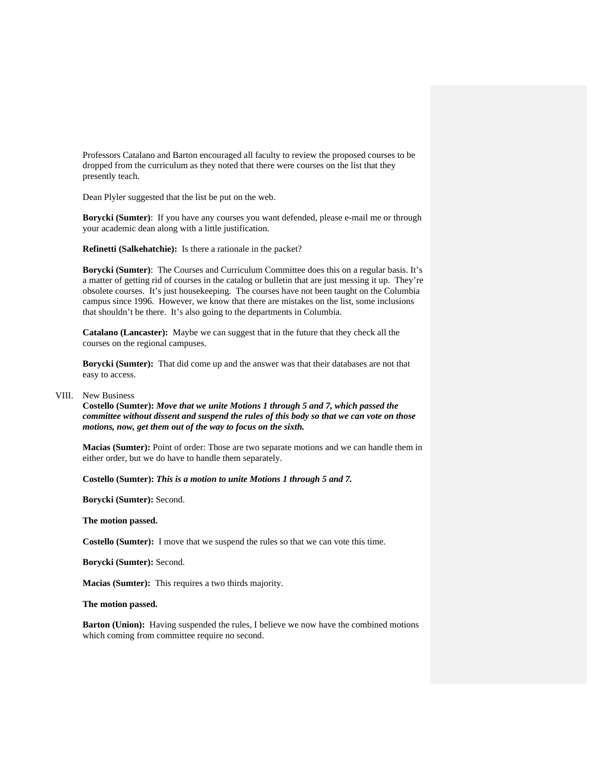Professors Catalano and Barton encouraged all faculty to review the proposed courses to be dropped from the curriculum as they noted that there were courses on the list that they presently teach.

Dean Plyler suggested that the list be put on the web.

**Borycki (Sumter)**: If you have any courses you want defended, please e-mail me or through your academic dean along with a little justification.

**Refinetti (Salkehatchie):** Is there a rationale in the packet?

**Borycki (Sumter)**: The Courses and Curriculum Committee does this on a regular basis. It's a matter of getting rid of courses in the catalog or bulletin that are just messing it up. They're obsolete courses. It's just housekeeping. The courses have not been taught on the Columbia campus since 1996. However, we know that there are mistakes on the list, some inclusions that shouldn't be there. It's also going to the departments in Columbia.

**Catalano (Lancaster):** Maybe we can suggest that in the future that they check all the courses on the regional campuses.

**Borycki (Sumter):** That did come up and the answer was that their databases are not that easy to access.

VIII. New Business

**Costello (Sumter):** ***Move that we unite Motions 1 through 5 and 7, which passed the committee without dissent and suspend the rules of this body so that we can vote on those motions, now, get them out of the way to focus on the sixth.***

**Macias (Sumter):** Point of order: Those are two separate motions and we can handle them in either order, but we do have to handle them separately.

**Costello (Sumter):** ***This is a motion to unite Motions 1 through 5 and 7.***

**Borycki (Sumter):** Second.

**The motion passed.**

**Costello (Sumter):** I move that we suspend the rules so that we can vote this time.

**Borycki (Sumter):** Second.

**Macias (Sumter):** This requires a two thirds majority.

**The motion passed.**

**Barton (Union):** Having suspended the rules, I believe we now have the combined motions which coming from committee require no second.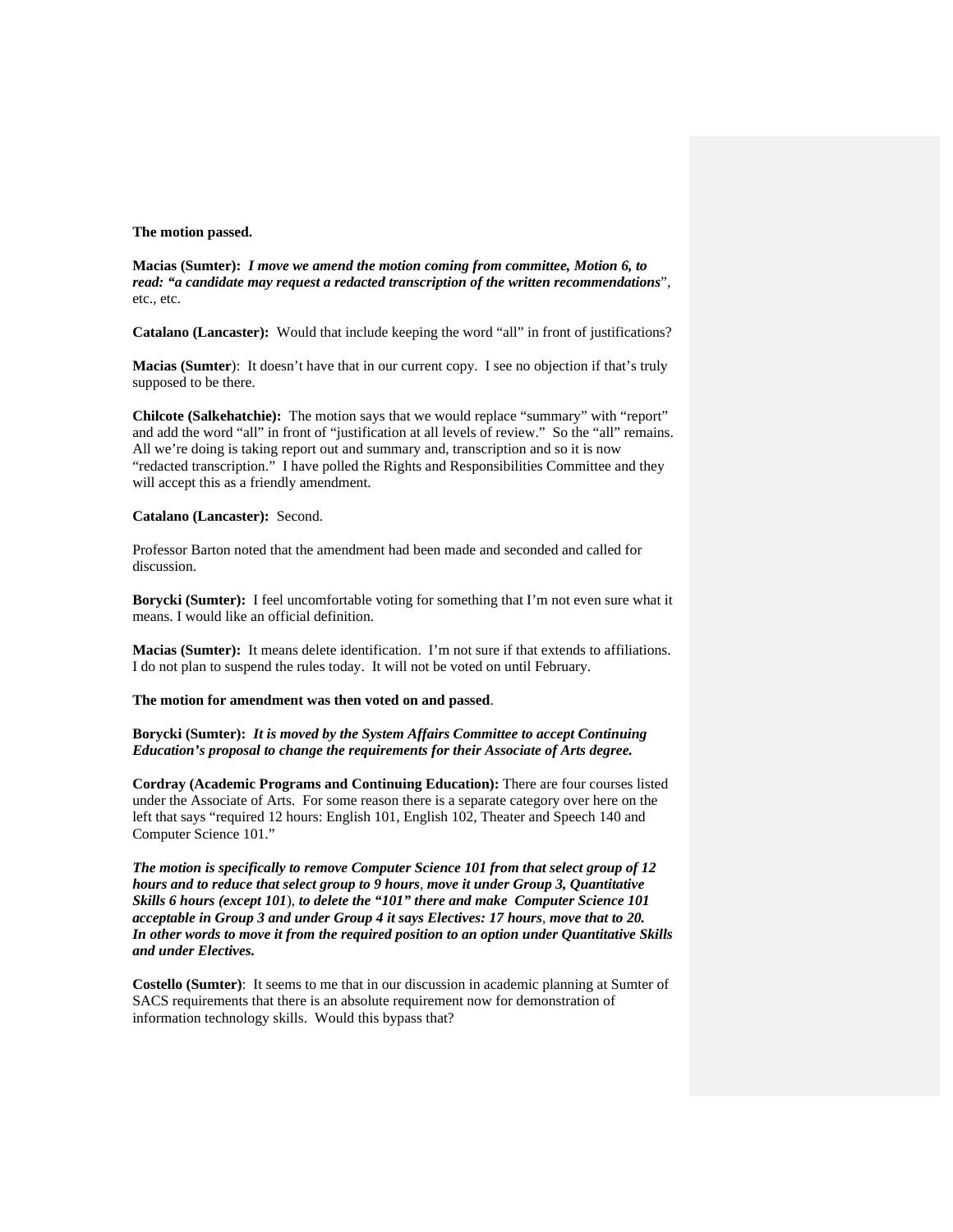**The motion passed.**

**Macias (Sumter):** ***I move we amend the motion coming from committee, Motion 6, to read: "a candidate may request a redacted transcription of the written recommendations***", etc., etc.

**Catalano (Lancaster):** Would that include keeping the word "all" in front of justifications?

**Macias (Sumter**): It doesn't have that in our current copy. I see no objection if that's truly supposed to be there.

**Chilcote (Salkehatchie):** The motion says that we would replace "summary" with "report" and add the word "all" in front of "justification at all levels of review." So the "all" remains. All we're doing is taking report out and summary and, transcription and so it is now "redacted transcription." I have polled the Rights and Responsibilities Committee and they will accept this as a friendly amendment.

**Catalano (Lancaster):** Second.

Professor Barton noted that the amendment had been made and seconded and called for discussion.

**Borycki (Sumter):** I feel uncomfortable voting for something that I'm not even sure what it means. I would like an official definition.

**Macias (Sumter):** It means delete identification. I'm not sure if that extends to affiliations. I do not plan to suspend the rules today. It will not be voted on until February.

**The motion for amendment was then voted on and passed**.

**Borycki (Sumter):** ***It is moved by the System Affairs Committee to accept Continuing Education's proposal to change the requirements for their Associate of Arts degree.***

**Cordray (Academic Programs and Continuing Education):** There are four courses listed under the Associate of Arts. For some reason there is a separate category over here on the left that says "required 12 hours: English 101, English 102, Theater and Speech 140 and Computer Science 101."

***The motion is specifically to remove Computer Science 101 from that select group of 12 hours and to reduce that select group to 9 hours**, **move it under Group 3, Quantitative Skills 6 hours (except 101**), **to delete the "101" there and make Computer Science 101 acceptable in Group 3 and under Group 4 it says Electives: 17 hours**, **move that to 20. In other words to move it from the required position to an option under Quantitative Skills and under Electives.***

**Costello (Sumter)**: It seems to me that in our discussion in academic planning at Sumter of SACS requirements that there is an absolute requirement now for demonstration of information technology skills. Would this bypass that?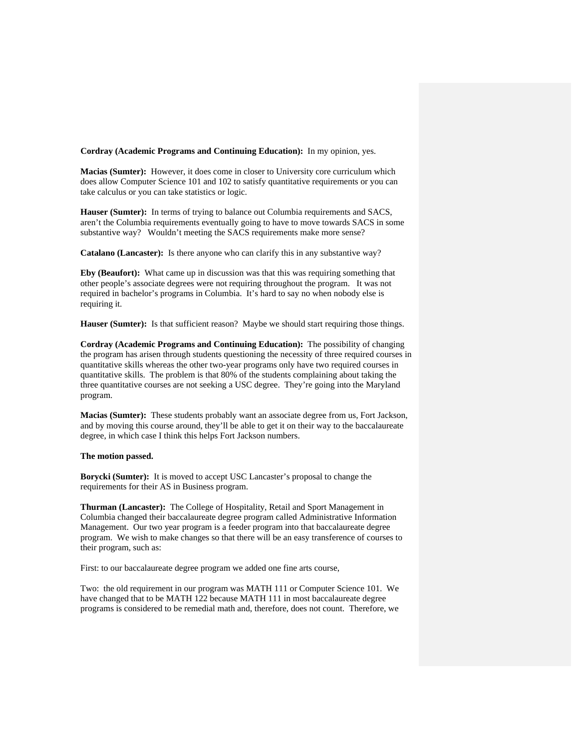**Cordray (Academic Programs and Continuing Education):** In my opinion, yes.

**Macias (Sumter):** However, it does come in closer to University core curriculum which does allow Computer Science 101 and 102 to satisfy quantitative requirements or you can take calculus or you can take statistics or logic.

**Hauser (Sumter):** In terms of trying to balance out Columbia requirements and SACS, aren't the Columbia requirements eventually going to have to move towards SACS in some substantive way? Wouldn't meeting the SACS requirements make more sense?

**Catalano (Lancaster):** Is there anyone who can clarify this in any substantive way?

**Eby (Beaufort):** What came up in discussion was that this was requiring something that other people's associate degrees were not requiring throughout the program. It was not required in bachelor's programs in Columbia. It's hard to say no when nobody else is requiring it.

**Hauser (Sumter):** Is that sufficient reason? Maybe we should start requiring those things.

**Cordray (Academic Programs and Continuing Education):** The possibility of changing the program has arisen through students questioning the necessity of three required courses in quantitative skills whereas the other two-year programs only have two required courses in quantitative skills. The problem is that 80% of the students complaining about taking the three quantitative courses are not seeking a USC degree. They're going into the Maryland program.

**Macias (Sumter):** These students probably want an associate degree from us, Fort Jackson, and by moving this course around, they'll be able to get it on their way to the baccalaureate degree, in which case I think this helps Fort Jackson numbers.

**The motion passed.**

**Borycki (Sumter):** It is moved to accept USC Lancaster's proposal to change the requirements for their AS in Business program.

**Thurman (Lancaster):** The College of Hospitality, Retail and Sport Management in Columbia changed their baccalaureate degree program called Administrative Information Management. Our two year program is a feeder program into that baccalaureate degree program. We wish to make changes so that there will be an easy transference of courses to their program, such as:

First: to our baccalaureate degree program we added one fine arts course,

Two: the old requirement in our program was MATH 111 or Computer Science 101. We have changed that to be MATH 122 because MATH 111 in most baccalaureate degree programs is considered to be remedial math and, therefore, does not count. Therefore, we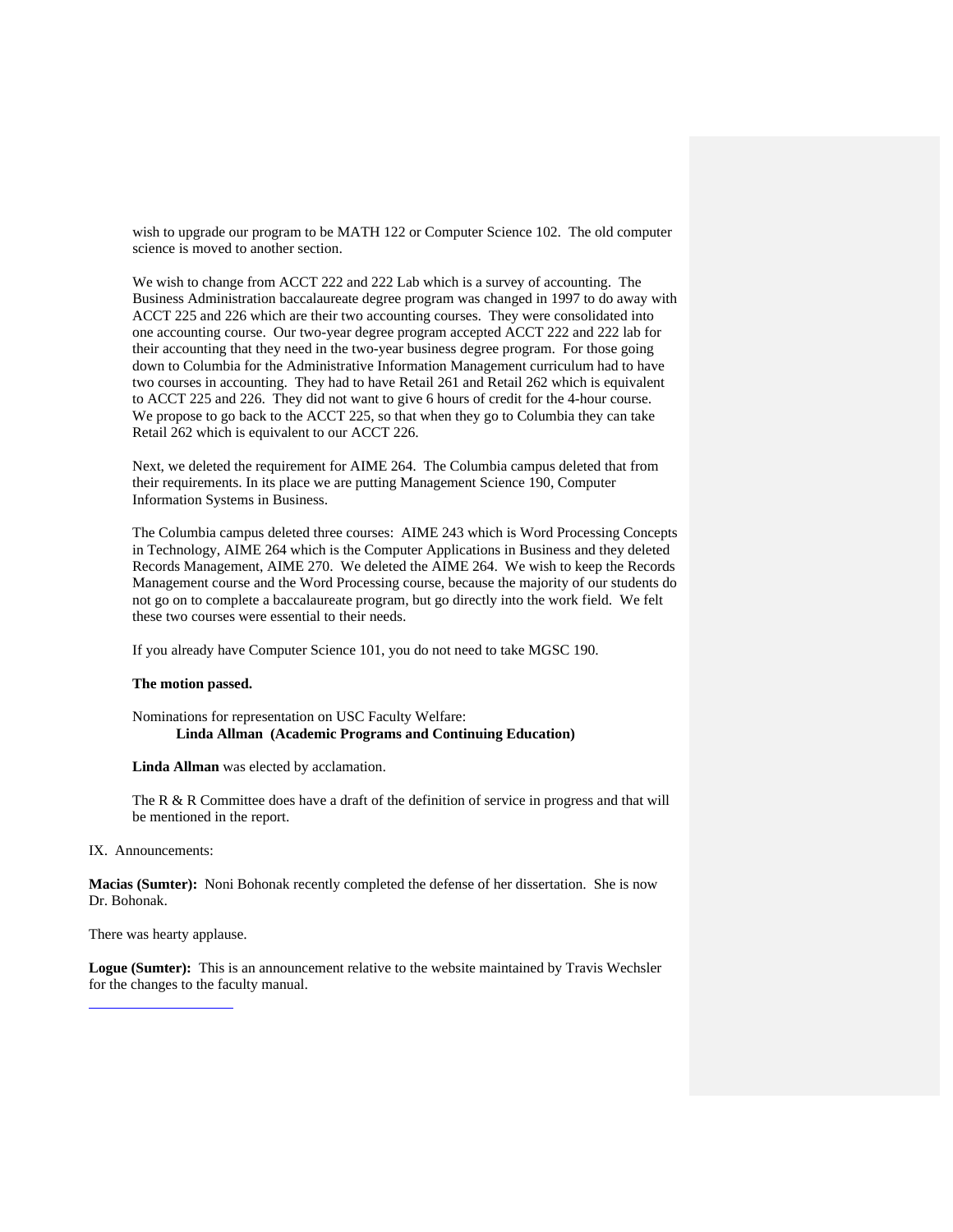wish to upgrade our program to be MATH 122 or Computer Science 102. The old computer science is moved to another section.

We wish to change from ACCT 222 and 222 Lab which is a survey of accounting. The Business Administration baccalaureate degree program was changed in 1997 to do away with ACCT 225 and 226 which are their two accounting courses. They were consolidated into one accounting course. Our two-year degree program accepted ACCT 222 and 222 lab for their accounting that they need in the two-year business degree program. For those going down to Columbia for the Administrative Information Management curriculum had to have two courses in accounting. They had to have Retail 261 and Retail 262 which is equivalent to ACCT 225 and 226. They did not want to give 6 hours of credit for the 4-hour course. We propose to go back to the ACCT 225, so that when they go to Columbia they can take Retail 262 which is equivalent to our ACCT 226.

Next, we deleted the requirement for AIME 264. The Columbia campus deleted that from their requirements. In its place we are putting Management Science 190, Computer Information Systems in Business.

The Columbia campus deleted three courses: AIME 243 which is Word Processing Concepts in Technology, AIME 264 which is the Computer Applications in Business and they deleted Records Management, AIME 270. We deleted the AIME 264. We wish to keep the Records Management course and the Word Processing course, because the majority of our students do not go on to complete a baccalaureate program, but go directly into the work field. We felt these two courses were essential to their needs.

If you already have Computer Science 101, you do not need to take MGSC 190.

**The motion passed.**

Nominations for representation on USC Faculty Welfare:
**Linda Allman (Academic Programs and Continuing Education)**

**Linda Allman** was elected by acclamation.

The R & R Committee does have a draft of the definition of service in progress and that will be mentioned in the report.

IX. Announcements:

**Macias (Sumter):** Noni Bohonak recently completed the defense of her dissertation. She is now Dr. Bohonak.

There was hearty applause.

**Logue (Sumter):** This is an announcement relative to the website maintained by Travis Wechsler for the changes to the faculty manual.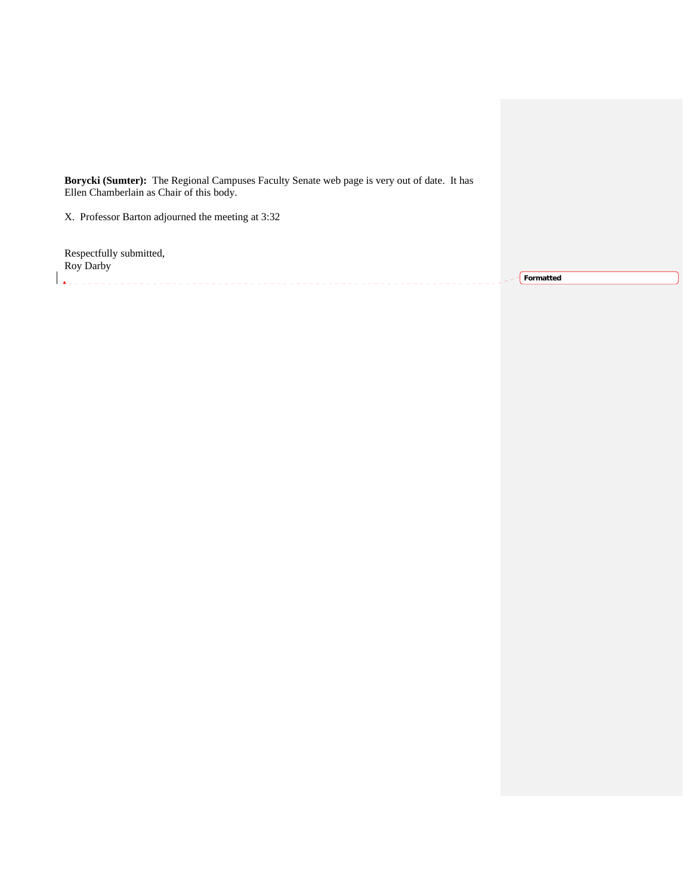**Borycki (Sumter):** The Regional Campuses Faculty Senate web page is very out of date. It has Ellen Chamberlain as Chair of this body.

X. Professor Barton adjourned the meeting at 3:32

Respectfully submitted,
Roy Darby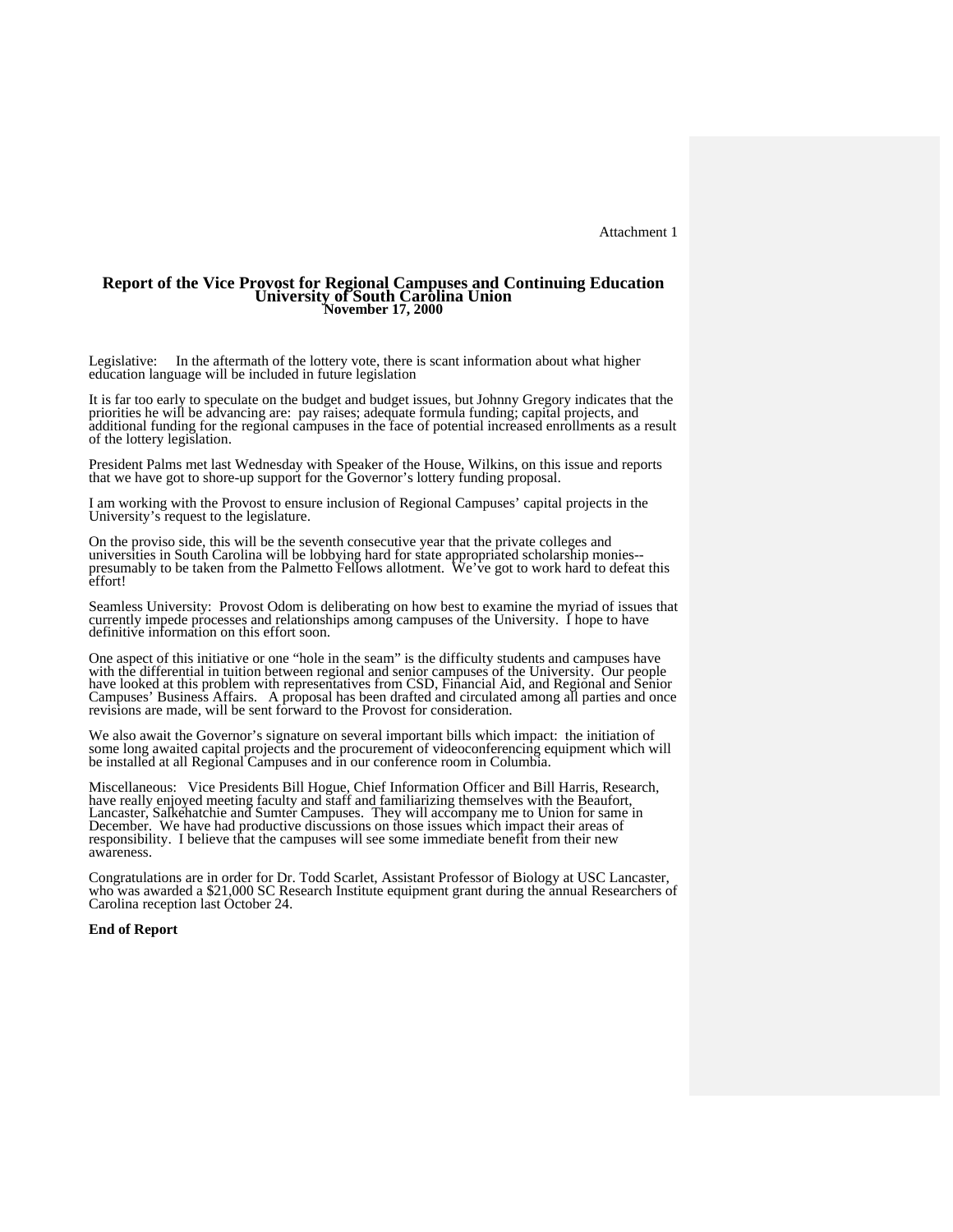Attachment 1

**Report of the Vice Provost for Regional Campuses and Continuing Education**
**University of South Carolina Union**
**November 17, 2000**

Legislative: In the aftermath of the lottery vote, there is scant information about what higher education language will be included in future legislation

It is far too early to speculate on the budget and budget issues, but Johnny Gregory indicates that the priorities he will be advancing are: pay raises; adequate formula funding; capital projects, and additional funding for the regional campuses in the face of potential increased enrollments as a result of the lottery legislation.

President Palms met last Wednesday with Speaker of the House, Wilkins, on this issue and reports that we have got to shore-up support for the Governor's lottery funding proposal.

I am working with the Provost to ensure inclusion of Regional Campuses' capital projects in the University's request to the legislature.

On the proviso side, this will be the seventh consecutive year that the private colleges and universities in South Carolina will be lobbying hard for state appropriated scholarship monies--presumably to be taken from the Palmetto Fellows allotment. We've got to work hard to defeat this effort!

Seamless University: Provost Odom is deliberating on how best to examine the myriad of issues that currently impede processes and relationships among campuses of the University. I hope to have definitive information on this effort soon.

One aspect of this initiative or one "hole in the seam" is the difficulty students and campuses have with the differential in tuition between regional and senior campuses of the University. Our people have looked at this problem with representatives from CSD, Financial Aid, and Regional and Senior Campuses' Business Affairs. A proposal has been drafted and circulated among all parties and once revisions are made, will be sent forward to the Provost for consideration.

We also await the Governor's signature on several important bills which impact: the initiation of some long awaited capital projects and the procurement of videoconferencing equipment which will be installed at all Regional Campuses and in our conference room in Columbia.

Miscellaneous: Vice Presidents Bill Hogue, Chief Information Officer and Bill Harris, Research, have really enjoyed meeting faculty and staff and familiarizing themselves with the Beaufort, Lancaster, Salkehatchie and Sumter Campuses. They will accompany me to Union for same in December. We have had productive discussions on those issues which impact their areas of responsibility. I believe that the campuses will see some immediate benefit from their new awareness.

Congratulations are in order for Dr. Todd Scarlet, Assistant Professor of Biology at USC Lancaster, who was awarded a $21,000 SC Research Institute equipment grant during the annual Researchers of Carolina reception last October 24.

**End of Report**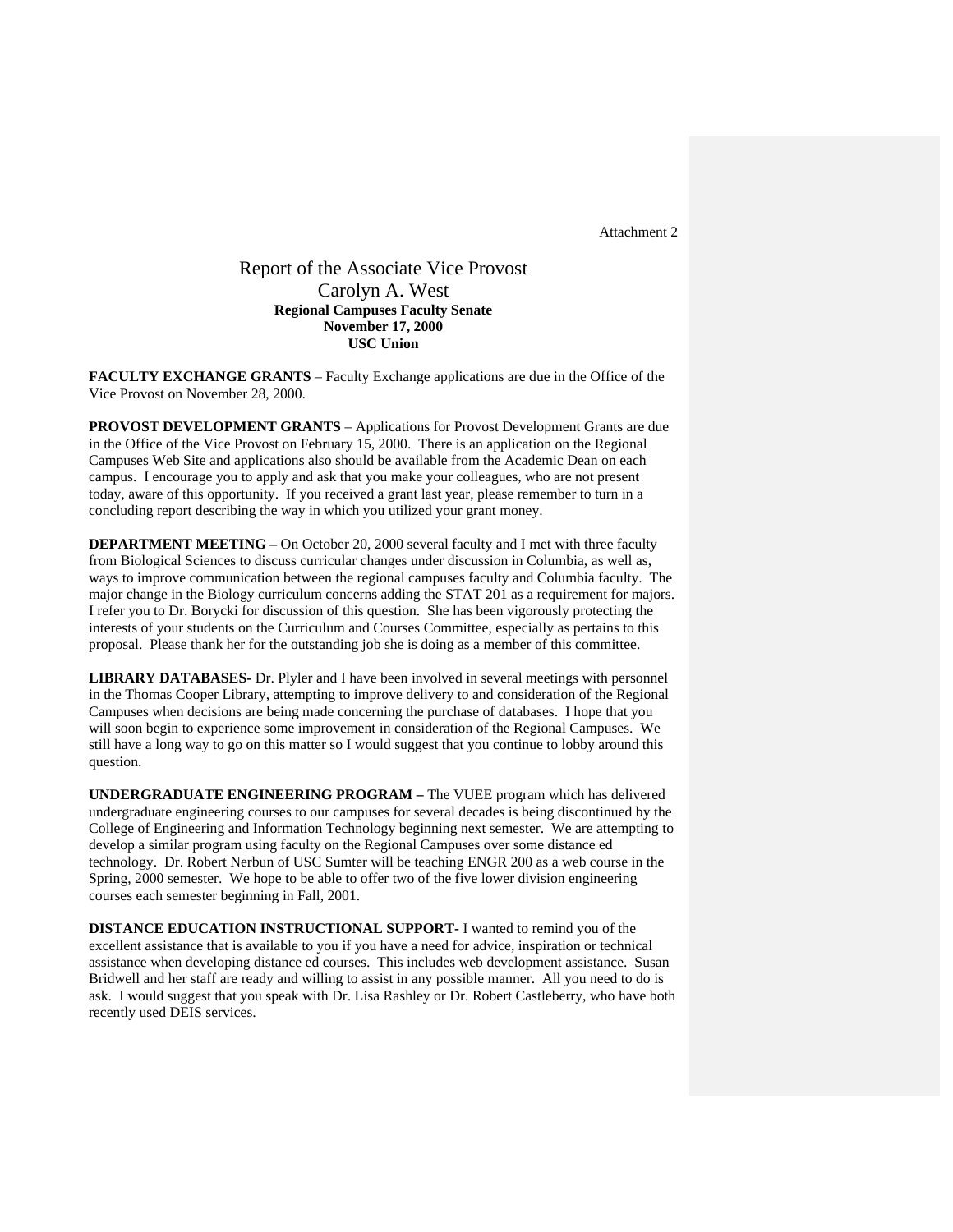Attachment 2

# Report of the Associate Vice Provost
## Carolyn A. West

**Regional Campuses Faculty Senate**
**November 17, 2000**
**USC Union**

**FACULTY EXCHANGE GRANTS** – Faculty Exchange applications are due in the Office of the Vice Provost on November 28, 2000.

**PROVOST DEVELOPMENT GRANTS** – Applications for Provost Development Grants are due in the Office of the Vice Provost on February 15, 2000. There is an application on the Regional Campuses Web Site and applications also should be available from the Academic Dean on each campus. I encourage you to apply and ask that you make your colleagues, who are not present today, aware of this opportunity. If you received a grant last year, please remember to turn in a concluding report describing the way in which you utilized your grant money.

**DEPARTMENT MEETING –** On October 20, 2000 several faculty and I met with three faculty from Biological Sciences to discuss curricular changes under discussion in Columbia, as well as, ways to improve communication between the regional campuses faculty and Columbia faculty. The major change in the Biology curriculum concerns adding the STAT 201 as a requirement for majors. I refer you to Dr. Borycki for discussion of this question. She has been vigorously protecting the interests of your students on the Curriculum and Courses Committee, especially as pertains to this proposal. Please thank her for the outstanding job she is doing as a member of this committee.

**LIBRARY DATABASES-** Dr. Plyler and I have been involved in several meetings with personnel in the Thomas Cooper Library, attempting to improve delivery to and consideration of the Regional Campuses when decisions are being made concerning the purchase of databases. I hope that you will soon begin to experience some improvement in consideration of the Regional Campuses. We still have a long way to go on this matter so I would suggest that you continue to lobby around this question.

**UNDERGRADUATE ENGINEERING PROGRAM –** The VUEE program which has delivered undergraduate engineering courses to our campuses for several decades is being discontinued by the College of Engineering and Information Technology beginning next semester. We are attempting to develop a similar program using faculty on the Regional Campuses over some distance ed technology. Dr. Robert Nerbun of USC Sumter will be teaching ENGR 200 as a web course in the Spring, 2000 semester. We hope to be able to offer two of the five lower division engineering courses each semester beginning in Fall, 2001.

**DISTANCE EDUCATION INSTRUCTIONAL SUPPORT-** I wanted to remind you of the excellent assistance that is available to you if you have a need for advice, inspiration or technical assistance when developing distance ed courses. This includes web development assistance. Susan Bridwell and her staff are ready and willing to assist in any possible manner. All you need to do is ask. I would suggest that you speak with Dr. Lisa Rashley or Dr. Robert Castleberry, who have both recently used DEIS services.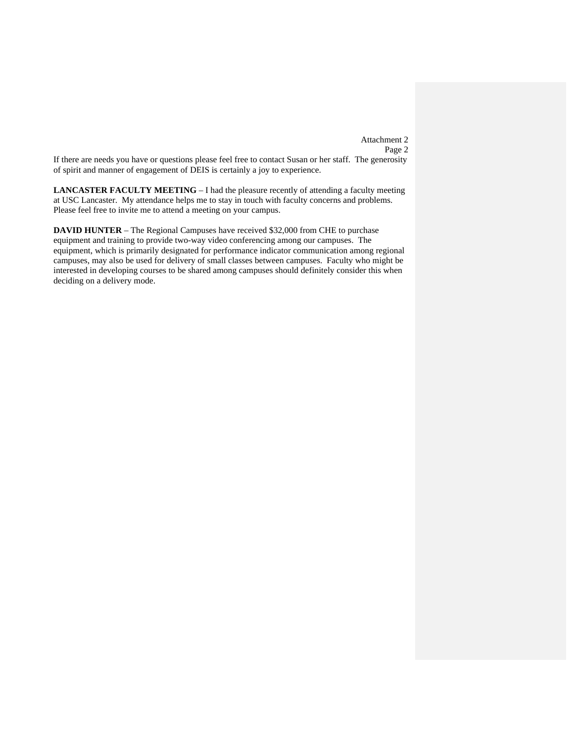Attachment 2
Page 2

If there are needs you have or questions please feel free to contact Susan or her staff. The generosity of spirit and manner of engagement of DEIS is certainly a joy to experience.

**LANCASTER FACULTY MEETING** – I had the pleasure recently of attending a faculty meeting at USC Lancaster. My attendance helps me to stay in touch with faculty concerns and problems. Please feel free to invite me to attend a meeting on your campus.

**DAVID HUNTER** – The Regional Campuses have received $32,000 from CHE to purchase equipment and training to provide two-way video conferencing among our campuses. The equipment, which is primarily designated for performance indicator communication among regional campuses, may also be used for delivery of small classes between campuses. Faculty who might be interested in developing courses to be shared among campuses should definitely consider this when deciding on a delivery mode.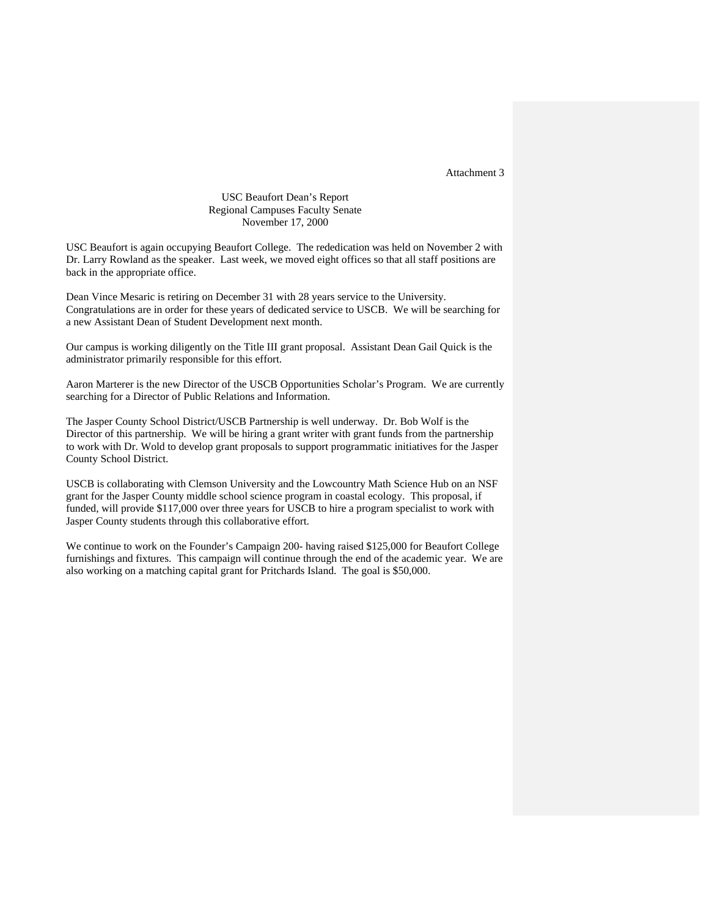Attachment 3

USC Beaufort Dean's Report
Regional Campuses Faculty Senate
November 17, 2000

USC Beaufort is again occupying Beaufort College. The rededication was held on November 2 with Dr. Larry Rowland as the speaker. Last week, we moved eight offices so that all staff positions are back in the appropriate office.

Dean Vince Mesaric is retiring on December 31 with 28 years service to the University. Congratulations are in order for these years of dedicated service to USCB. We will be searching for a new Assistant Dean of Student Development next month.

Our campus is working diligently on the Title III grant proposal. Assistant Dean Gail Quick is the administrator primarily responsible for this effort.

Aaron Marterer is the new Director of the USCB Opportunities Scholar's Program. We are currently searching for a Director of Public Relations and Information.

The Jasper County School District/USCB Partnership is well underway. Dr. Bob Wolf is the Director of this partnership. We will be hiring a grant writer with grant funds from the partnership to work with Dr. Wold to develop grant proposals to support programmatic initiatives for the Jasper County School District.

USCB is collaborating with Clemson University and the Lowcountry Math Science Hub on an NSF grant for the Jasper County middle school science program in coastal ecology. This proposal, if funded, will provide $117,000 over three years for USCB to hire a program specialist to work with Jasper County students through this collaborative effort.

We continue to work on the Founder's Campaign 200- having raised $125,000 for Beaufort College furnishings and fixtures. This campaign will continue through the end of the academic year. We are also working on a matching capital grant for Pritchards Island. The goal is $50,000.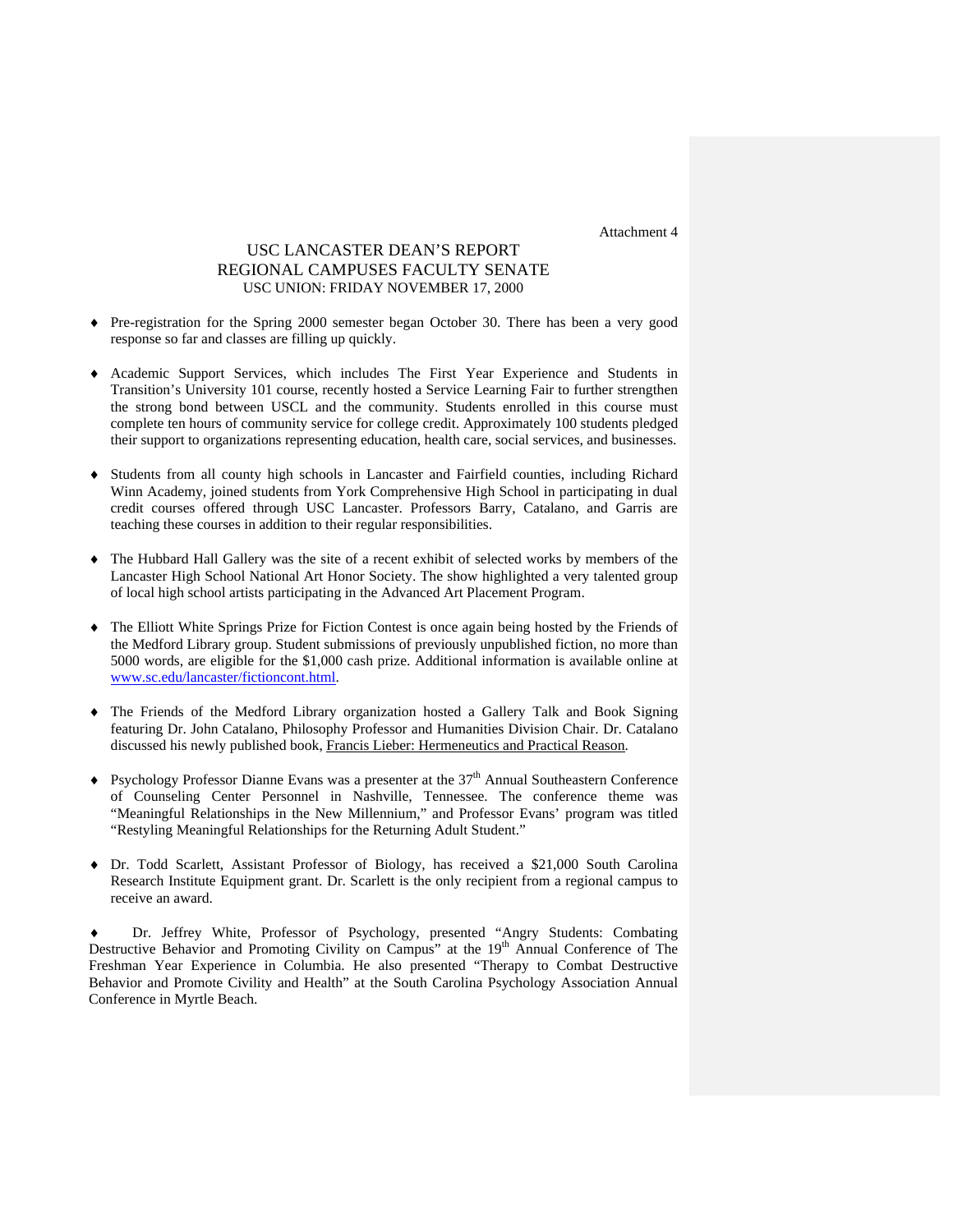Attachment 4

# USC LANCASTER DEAN'S REPORT
## REGIONAL CAMPUSES FACULTY SENATE
### USC UNION: FRIDAY NOVEMBER 17, 2000

- Pre-registration for the Spring 2000 semester began October 30. There has been a very good response so far and classes are filling up quickly.

- Academic Support Services, which includes The First Year Experience and Students in Transition's University 101 course, recently hosted a Service Learning Fair to further strengthen the strong bond between USCL and the community. Students enrolled in this course must complete ten hours of community service for college credit. Approximately 100 students pledged their support to organizations representing education, health care, social services, and businesses.

- Students from all county high schools in Lancaster and Fairfield counties, including Richard Winn Academy, joined students from York Comprehensive High School in participating in dual credit courses offered through USC Lancaster. Professors Barry, Catalano, and Garris are teaching these courses in addition to their regular responsibilities.

- The Hubbard Hall Gallery was the site of a recent exhibit of selected works by members of the Lancaster High School National Art Honor Society. The show highlighted a very talented group of local high school artists participating in the Advanced Art Placement Program.

- The Elliott White Springs Prize for Fiction Contest is once again being hosted by the Friends of the Medford Library group. Student submissions of previously unpublished fiction, no more than 5000 words, are eligible for the $1,000 cash prize. Additional information is available online at www.sc.edu/lancaster/fictioncont.html.

- The Friends of the Medford Library organization hosted a Gallery Talk and Book Signing featuring Dr. John Catalano, Philosophy Professor and Humanities Division Chair. Dr. Catalano discussed his newly published book, Francis Lieber: Hermeneutics and Practical Reason.

- Psychology Professor Dianne Evans was a presenter at the 37th Annual Southeastern Conference of Counseling Center Personnel in Nashville, Tennessee. The conference theme was "Meaningful Relationships in the New Millennium," and Professor Evans' program was titled "Restyling Meaningful Relationships for the Returning Adult Student."

- Dr. Todd Scarlett, Assistant Professor of Biology, has received a $21,000 South Carolina Research Institute Equipment grant. Dr. Scarlett is the only recipient from a regional campus to receive an award.

- Dr. Jeffrey White, Professor of Psychology, presented "Angry Students: Combating Destructive Behavior and Promoting Civility on Campus" at the 19th Annual Conference of The Freshman Year Experience in Columbia. He also presented "Therapy to Combat Destructive Behavior and Promote Civility and Health" at the South Carolina Psychology Association Annual Conference in Myrtle Beach.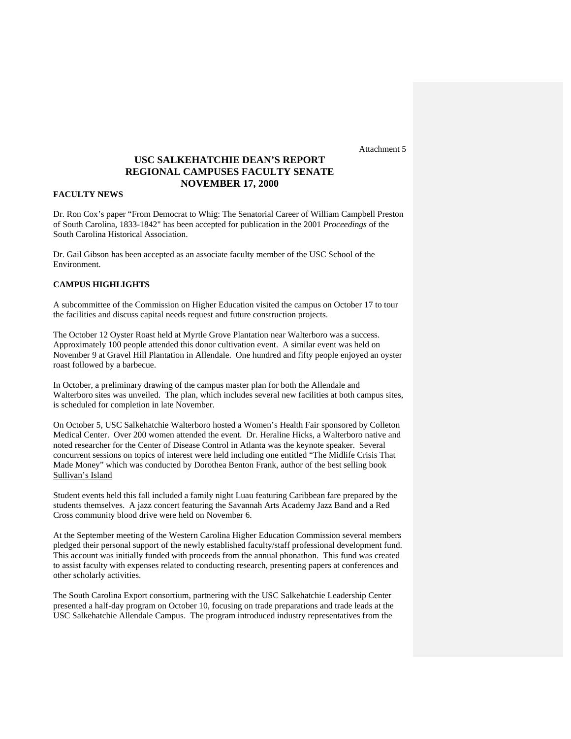Attachment 5

# USC SALKEHATCHIE DEAN'S REPORT
# REGIONAL CAMPUSES FACULTY SENATE
# NOVEMBER 17, 2000

## FACULTY NEWS

Dr. Ron Cox's paper "From Democrat to Whig: The Senatorial Career of William Campbell Preston of South Carolina, 1833-1842" has been accepted for publication in the 2001 *Proceedings* of the South Carolina Historical Association.

Dr. Gail Gibson has been accepted as an associate faculty member of the USC School of the Environment.

## CAMPUS HIGHLIGHTS

A subcommittee of the Commission on Higher Education visited the campus on October 17 to tour the facilities and discuss capital needs request and future construction projects.

The October 12 Oyster Roast held at Myrtle Grove Plantation near Walterboro was a success. Approximately 100 people attended this donor cultivation event. A similar event was held on November 9 at Gravel Hill Plantation in Allendale. One hundred and fifty people enjoyed an oyster roast followed by a barbecue.

In October, a preliminary drawing of the campus master plan for both the Allendale and Walterboro sites was unveiled. The plan, which includes several new facilities at both campus sites, is scheduled for completion in late November.

On October 5, USC Salkehatchie Walterboro hosted a Women's Health Fair sponsored by Colleton Medical Center. Over 200 women attended the event. Dr. Heraline Hicks, a Walterboro native and noted researcher for the Center of Disease Control in Atlanta was the keynote speaker. Several concurrent sessions on topics of interest were held including one entitled "The Midlife Crisis That Made Money" which was conducted by Dorothea Benton Frank, author of the best selling book Sullivan's Island

Student events held this fall included a family night Luau featuring Caribbean fare prepared by the students themselves. A jazz concert featuring the Savannah Arts Academy Jazz Band and a Red Cross community blood drive were held on November 6.

At the September meeting of the Western Carolina Higher Education Commission several members pledged their personal support of the newly established faculty/staff professional development fund. This account was initially funded with proceeds from the annual phonathon. This fund was created to assist faculty with expenses related to conducting research, presenting papers at conferences and other scholarly activities.

The South Carolina Export consortium, partnering with the USC Salkehatchie Leadership Center presented a half-day program on October 10, focusing on trade preparations and trade leads at the USC Salkehatchie Allendale Campus. The program introduced industry representatives from the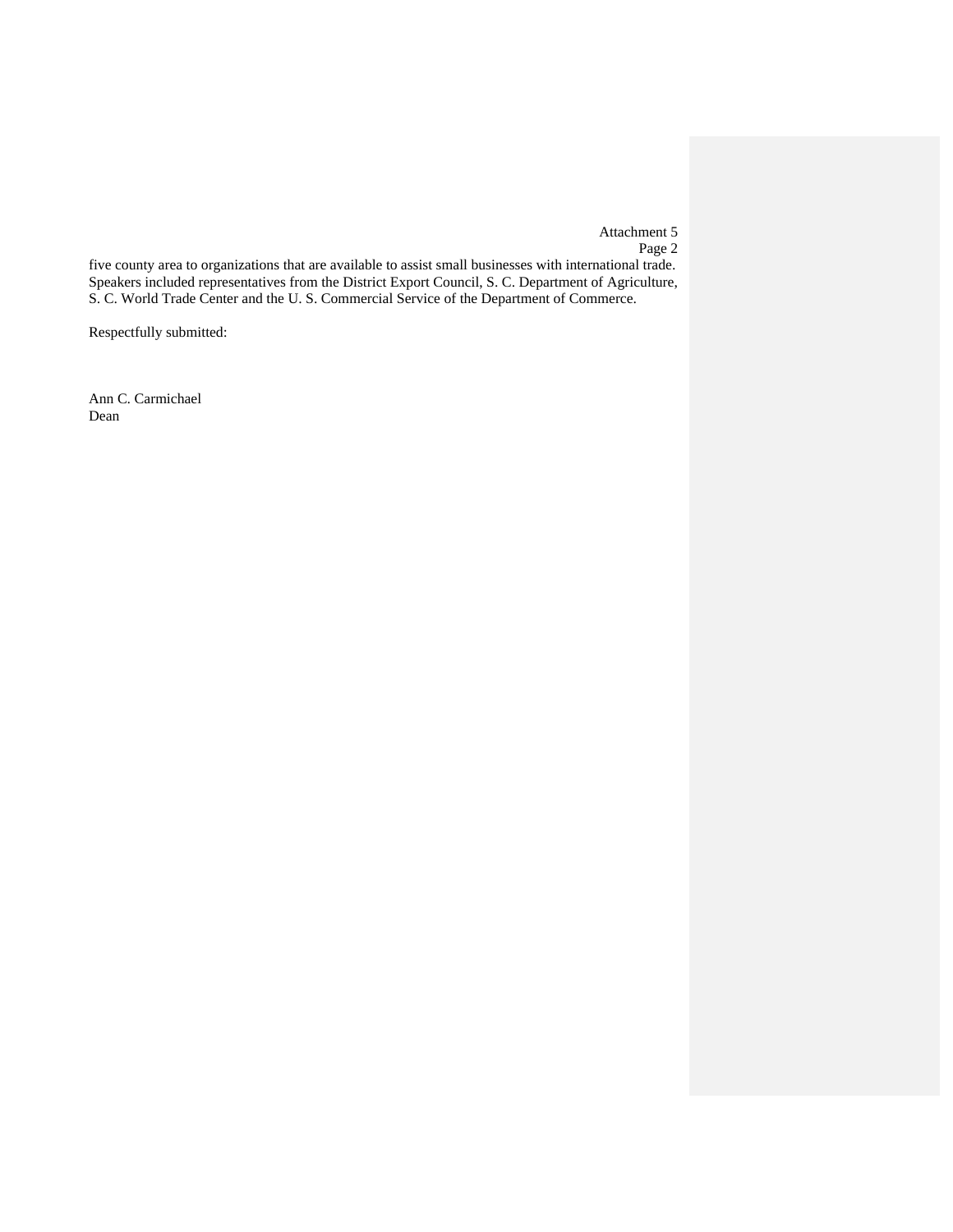Attachment 5
Page 2

five county area to organizations that are available to assist small businesses with international trade. Speakers included representatives from the District Export Council, S. C. Department of Agriculture, S. C. World Trade Center and the U. S. Commercial Service of the Department of Commerce.

Respectfully submitted:

Ann C. Carmichael
Dean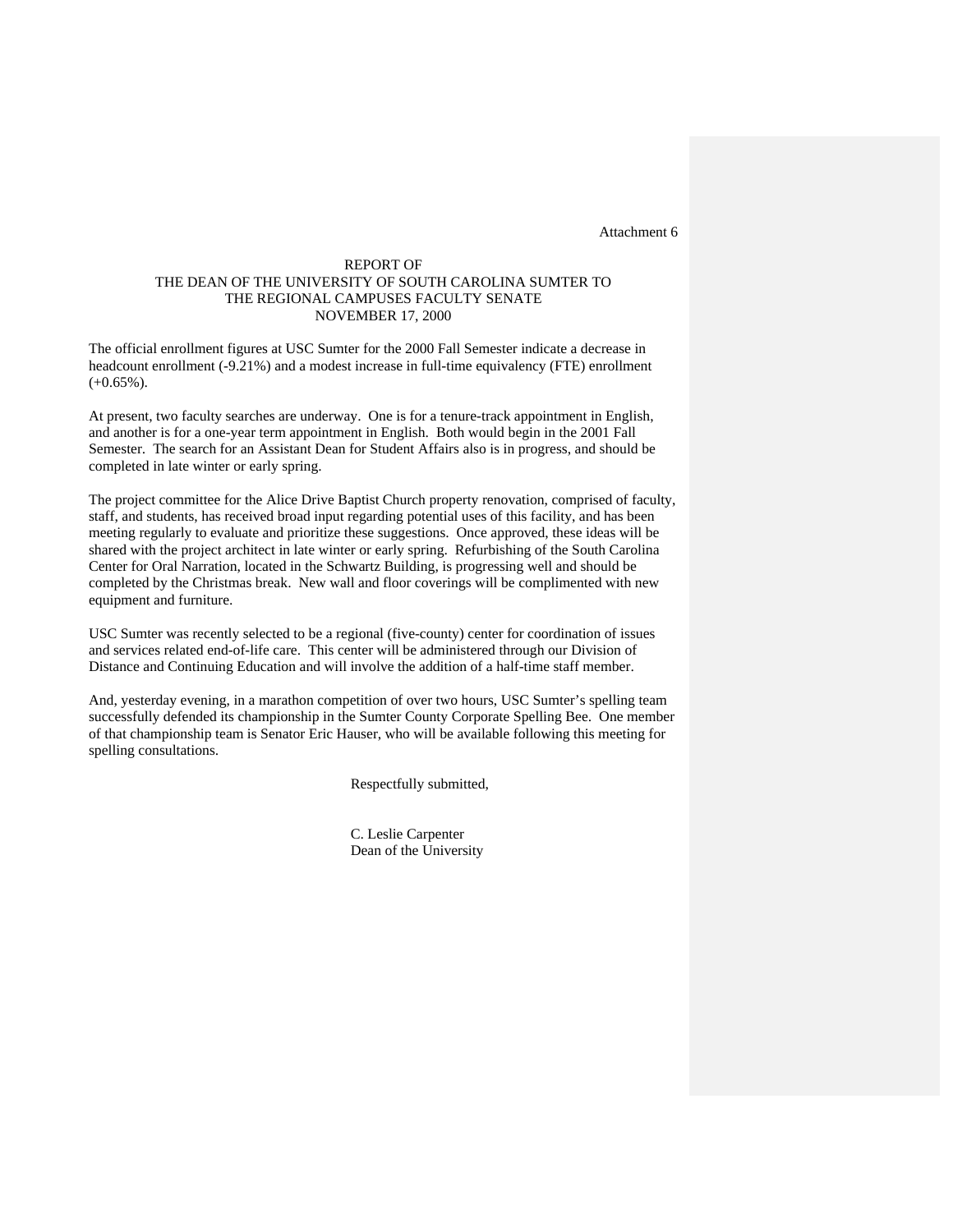Attachment 6

# REPORT OF
# THE DEAN OF THE UNIVERSITY OF SOUTH CAROLINA SUMTER TO
# THE REGIONAL CAMPUSES FACULTY SENATE
# NOVEMBER 17, 2000

The official enrollment figures at USC Sumter for the 2000 Fall Semester indicate a decrease in headcount enrollment (-9.21%) and a modest increase in full-time equivalency (FTE) enrollment (+0.65%).

At present, two faculty searches are underway. One is for a tenure-track appointment in English, and another is for a one-year term appointment in English. Both would begin in the 2001 Fall Semester. The search for an Assistant Dean for Student Affairs also is in progress, and should be completed in late winter or early spring.

The project committee for the Alice Drive Baptist Church property renovation, comprised of faculty, staff, and students, has received broad input regarding potential uses of this facility, and has been meeting regularly to evaluate and prioritize these suggestions. Once approved, these ideas will be shared with the project architect in late winter or early spring. Refurbishing of the South Carolina Center for Oral Narration, located in the Schwartz Building, is progressing well and should be completed by the Christmas break. New wall and floor coverings will be complimented with new equipment and furniture.

USC Sumter was recently selected to be a regional (five-county) center for coordination of issues and services related end-of-life care. This center will be administered through our Division of Distance and Continuing Education and will involve the addition of a half-time staff member.

And, yesterday evening, in a marathon competition of over two hours, USC Sumter's spelling team successfully defended its championship in the Sumter County Corporate Spelling Bee. One member of that championship team is Senator Eric Hauser, who will be available following this meeting for spelling consultations.

Respectfully submitted,

C. Leslie Carpenter
Dean of the University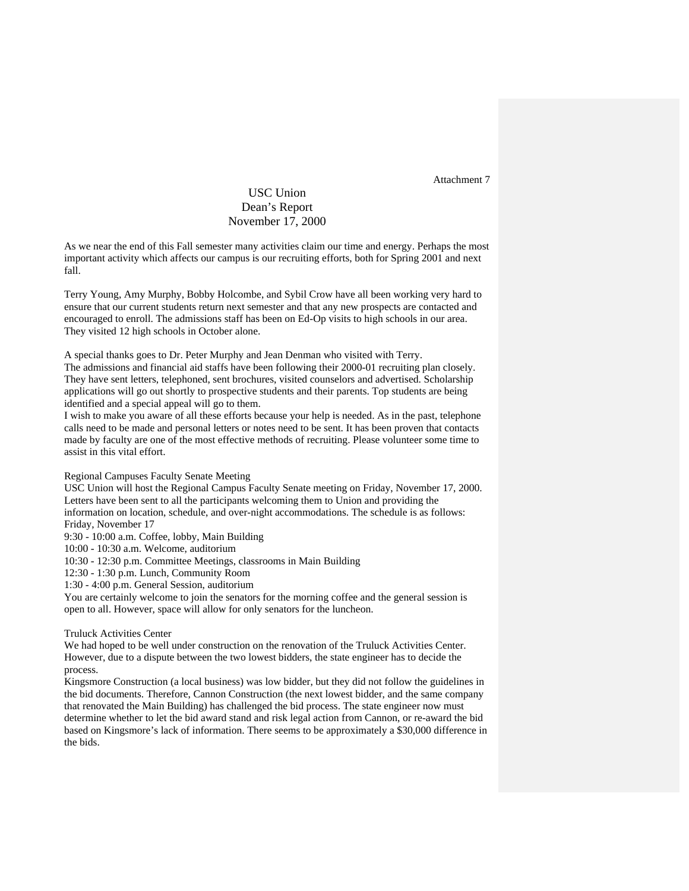Attachment 7

# USC Union
## Dean's Report
## November 17, 2000

As we near the end of this Fall semester many activities claim our time and energy. Perhaps the most important activity which affects our campus is our recruiting efforts, both for Spring 2001 and next fall.

Terry Young, Amy Murphy, Bobby Holcombe, and Sybil Crow have all been working very hard to ensure that our current students return next semester and that any new prospects are contacted and encouraged to enroll. The admissions staff has been on Ed-Op visits to high schools in our area. They visited 12 high schools in October alone.

A special thanks goes to Dr. Peter Murphy and Jean Denman who visited with Terry.
The admissions and financial aid staffs have been following their 2000-01 recruiting plan closely. They have sent letters, telephoned, sent brochures, visited counselors and advertised. Scholarship applications will go out shortly to prospective students and their parents. Top students are being identified and a special appeal will go to them.
I wish to make you aware of all these efforts because your help is needed. As in the past, telephone calls need to be made and personal letters or notes need to be sent. It has been proven that contacts made by faculty are one of the most effective methods of recruiting. Please volunteer some time to assist in this vital effort.

Regional Campuses Faculty Senate Meeting
USC Union will host the Regional Campus Faculty Senate meeting on Friday, November 17, 2000. Letters have been sent to all the participants welcoming them to Union and providing the information on location, schedule, and over-night accommodations. The schedule is as follows:
Friday, November 17
9:30 - 10:00 a.m. Coffee, lobby, Main Building
10:00 - 10:30 a.m. Welcome, auditorium
10:30 - 12:30 p.m. Committee Meetings, classrooms in Main Building
12:30 - 1:30 p.m. Lunch, Community Room
1:30 - 4:00 p.m. General Session, auditorium
You are certainly welcome to join the senators for the morning coffee and the general session is open to all. However, space will allow for only senators for the luncheon.

Truluck Activities Center
We had hoped to be well under construction on the renovation of the Truluck Activities Center. However, due to a dispute between the two lowest bidders, the state engineer has to decide the process.
Kingsmore Construction (a local business) was low bidder, but they did not follow the guidelines in the bid documents. Therefore, Cannon Construction (the next lowest bidder, and the same company that renovated the Main Building) has challenged the bid process. The state engineer now must determine whether to let the bid award stand and risk legal action from Cannon, or re-award the bid based on Kingsmore's lack of information. There seems to be approximately a $30,000 difference in the bids.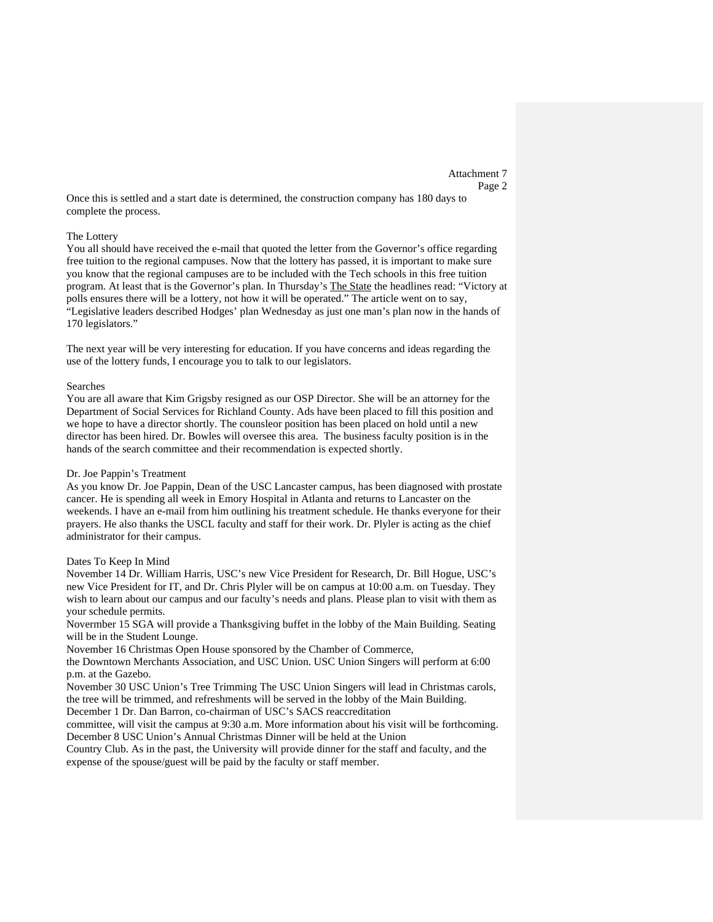Attachment 7

Once this is settled and a start date is determined, the construction company has 180 days to complete the process.

The Lottery

You all should have received the e-mail that quoted the letter from the Governor's office regarding free tuition to the regional campuses. Now that the lottery has passed, it is important to make sure you know that the regional campuses are to be included with the Tech schools in this free tuition program. At least that is the Governor's plan. In Thursday's The State the headlines read: "Victory at polls ensures there will be a lottery, not how it will be operated." The article went on to say, "Legislative leaders described Hodges' plan Wednesday as just one man's plan now in the hands of 170 legislators."

The next year will be very interesting for education. If you have concerns and ideas regarding the use of the lottery funds, I encourage you to talk to our legislators.

Searches

You are all aware that Kim Grigsby resigned as our OSP Director. She will be an attorney for the Department of Social Services for Richland County. Ads have been placed to fill this position and we hope to have a director shortly. The counsleor position has been placed on hold until a new director has been hired. Dr. Bowles will oversee this area. The business faculty position is in the hands of the search committee and their recommendation is expected shortly.

Dr. Joe Pappin's Treatment

As you know Dr. Joe Pappin, Dean of the USC Lancaster campus, has been diagnosed with prostate cancer. He is spending all week in Emory Hospital in Atlanta and returns to Lancaster on the weekends. I have an e-mail from him outlining his treatment schedule. He thanks everyone for their prayers. He also thanks the USCL faculty and staff for their work. Dr. Plyler is acting as the chief administrator for their campus.

Dates To Keep In Mind

November 14 Dr. William Harris, USC's new Vice President for Research, Dr. Bill Hogue, USC's new Vice President for IT, and Dr. Chris Plyler will be on campus at 10:00 a.m. on Tuesday. They wish to learn about our campus and our faculty's needs and plans. Please plan to visit with them as your schedule permits.

Novermber 15 SGA will provide a Thanksgiving buffet in the lobby of the Main Building. Seating will be in the Student Lounge.

November 16 Christmas Open House sponsored by the Chamber of Commerce, the Downtown Merchants Association, and USC Union. USC Union Singers will perform at 6:00 p.m. at the Gazebo.

November 30 USC Union's Tree Trimming The USC Union Singers will lead in Christmas carols, the tree will be trimmed, and refreshments will be served in the lobby of the Main Building.

December 1 Dr. Dan Barron, co-chairman of USC's SACS reaccreditation committee, will visit the campus at 9:30 a.m. More information about his visit will be forthcoming.

December 8 USC Union's Annual Christmas Dinner will be held at the Union Country Club. As in the past, the University will provide dinner for the staff and faculty, and the expense of the spouse/guest will be paid by the faculty or staff member.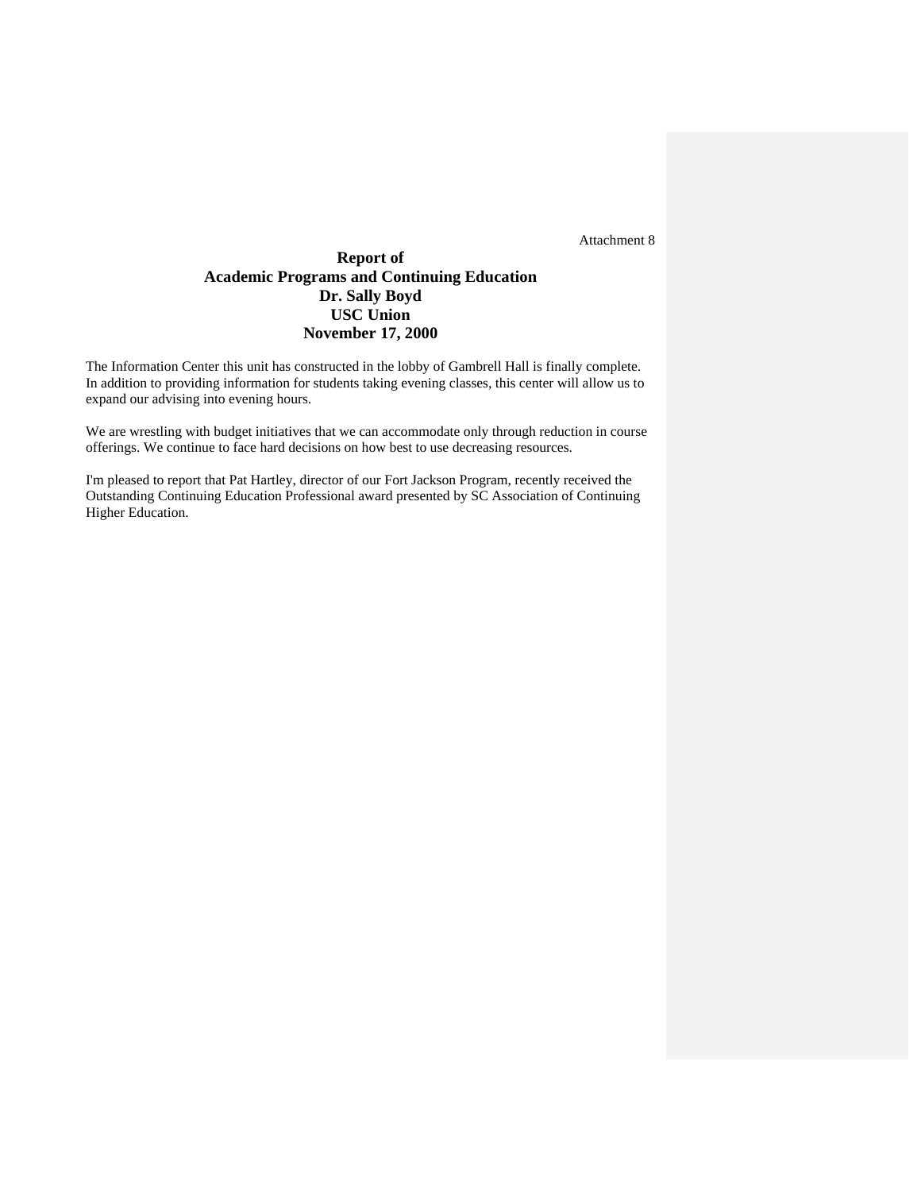Attachment 8

# Report of
# Academic Programs and Continuing Education
# Dr. Sally Boyd
# USC Union
# November 17, 2000

The Information Center this unit has constructed in the lobby of Gambrell Hall is finally complete. In addition to providing information for students taking evening classes, this center will allow us to expand our advising into evening hours.

We are wrestling with budget initiatives that we can accommodate only through reduction in course offerings. We continue to face hard decisions on how best to use decreasing resources.

I'm pleased to report that Pat Hartley, director of our Fort Jackson Program, recently received the Outstanding Continuing Education Professional award presented by SC Association of Continuing Higher Education.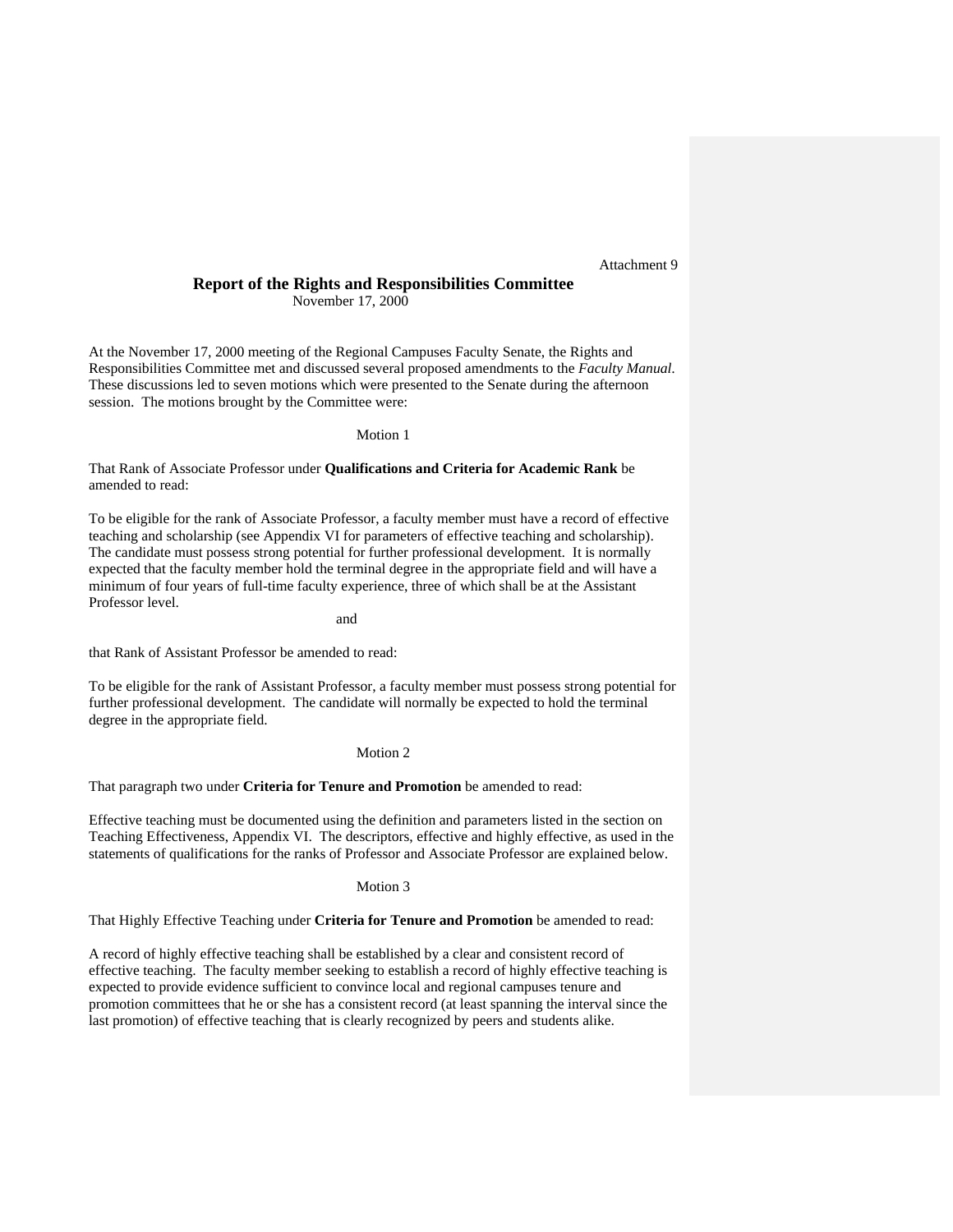Attachment 9

## Report of the Rights and Responsibilities Committee

November 17, 2000

At the November 17, 2000 meeting of the Regional Campuses Faculty Senate, the Rights and Responsibilities Committee met and discussed several proposed amendments to the *Faculty Manual*. These discussions led to seven motions which were presented to the Senate during the afternoon session. The motions brought by the Committee were:

Motion 1

That Rank of Associate Professor under **Qualifications and Criteria for Academic Rank** be amended to read:

To be eligible for the rank of Associate Professor, a faculty member must have a record of effective teaching and scholarship (see Appendix VI for parameters of effective teaching and scholarship). The candidate must possess strong potential for further professional development. It is normally expected that the faculty member hold the terminal degree in the appropriate field and will have a minimum of four years of full-time faculty experience, three of which shall be at the Assistant Professor level.

and

that Rank of Assistant Professor be amended to read:

To be eligible for the rank of Assistant Professor, a faculty member must possess strong potential for further professional development. The candidate will normally be expected to hold the terminal degree in the appropriate field.

Motion 2

That paragraph two under **Criteria for Tenure and Promotion** be amended to read:

Effective teaching must be documented using the definition and parameters listed in the section on Teaching Effectiveness, Appendix VI. The descriptors, effective and highly effective, as used in the statements of qualifications for the ranks of Professor and Associate Professor are explained below.

Motion 3

That Highly Effective Teaching under **Criteria for Tenure and Promotion** be amended to read:

A record of highly effective teaching shall be established by a clear and consistent record of effective teaching. The faculty member seeking to establish a record of highly effective teaching is expected to provide evidence sufficient to convince local and regional campuses tenure and promotion committees that he or she has a consistent record (at least spanning the interval since the last promotion) of effective teaching that is clearly recognized by peers and students alike.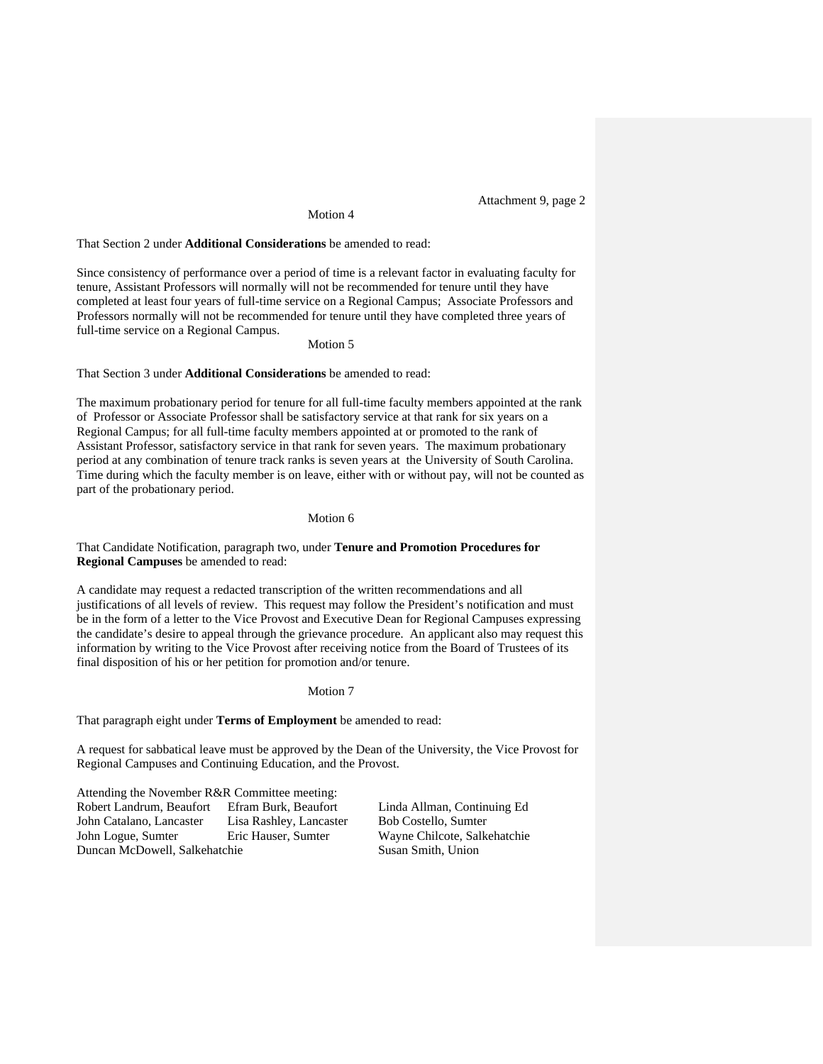Attachment 9, page 2

Motion 4

That Section 2 under **Additional Considerations** be amended to read:

Since consistency of performance over a period of time is a relevant factor in evaluating faculty for tenure, Assistant Professors will normally will not be recommended for tenure until they have completed at least four years of full-time service on a Regional Campus; Associate Professors and Professors normally will not be recommended for tenure until they have completed three years of full-time service on a Regional Campus.

Motion 5

That Section 3 under **Additional Considerations** be amended to read:

The maximum probationary period for tenure for all full-time faculty members appointed at the rank of Professor or Associate Professor shall be satisfactory service at that rank for six years on a Regional Campus; for all full-time faculty members appointed at or promoted to the rank of Assistant Professor, satisfactory service in that rank for seven years. The maximum probationary period at any combination of tenure track ranks is seven years at the University of South Carolina. Time during which the faculty member is on leave, either with or without pay, will not be counted as part of the probationary period.

Motion 6

That Candidate Notification, paragraph two, under **Tenure and Promotion Procedures for Regional Campuses** be amended to read:

A candidate may request a redacted transcription of the written recommendations and all justifications of all levels of review. This request may follow the President's notification and must be in the form of a letter to the Vice Provost and Executive Dean for Regional Campuses expressing the candidate's desire to appeal through the grievance procedure. An applicant also may request this information by writing to the Vice Provost after receiving notice from the Board of Trustees of its final disposition of his or her petition for promotion and/or tenure.

Motion 7

That paragraph eight under **Terms of Employment** be amended to read:

A request for sabbatical leave must be approved by the Dean of the University, the Vice Provost for Regional Campuses and Continuing Education, and the Provost.

Attending the November R&R Committee meeting:

| | | |
|---|---|---|
| Robert Landrum, Beaufort | Efram Burk, Beaufort | Linda Allman, Continuing Ed |
| John Catalano, Lancaster | Lisa Rashley, Lancaster | Bob Costello, Sumter |
| John Logue, Sumter | Eric Hauser, Sumter | Wayne Chilcote, Salkehatchie |
| Duncan McDowell, Salkehatchie | | Susan Smith, Union |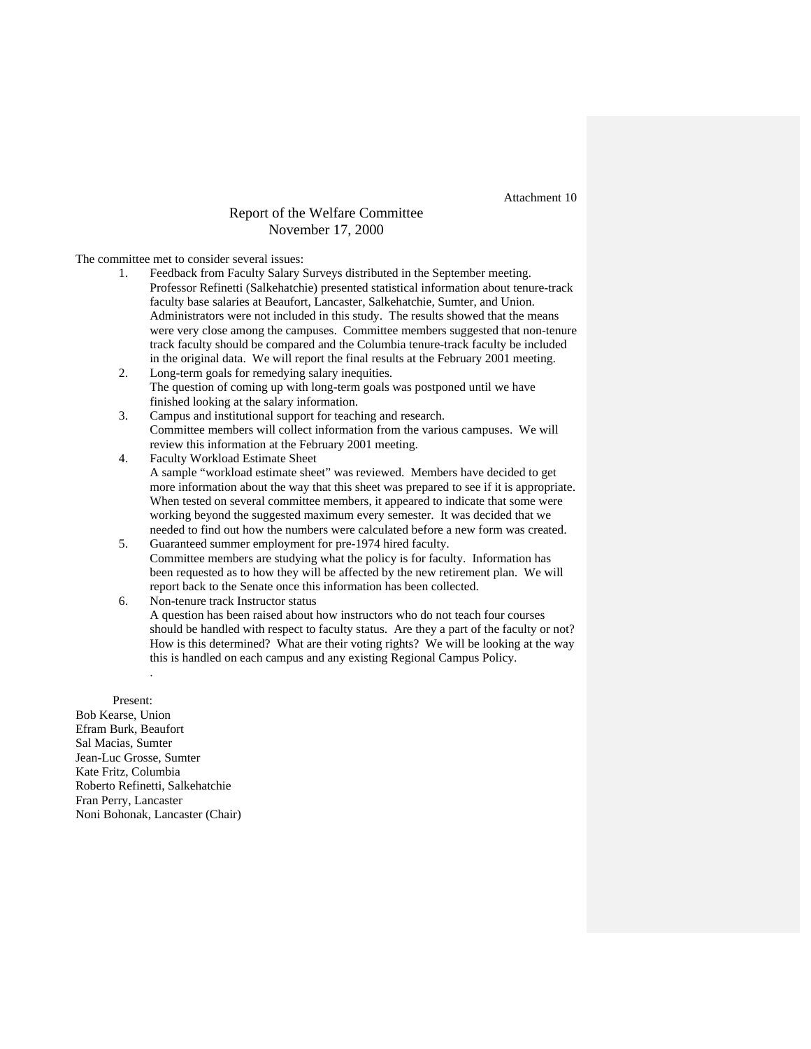Attachment 10

# Report of the Welfare Committee
## November 17, 2000

The committee met to consider several issues:

1. Feedback from Faculty Salary Surveys distributed in the September meeting.
   Professor Refinetti (Salkehatchie) presented statistical information about tenure-track faculty base salaries at Beaufort, Lancaster, Salkehatchie, Sumter, and Union. Administrators were not included in this study. The results showed that the means were very close among the campuses. Committee members suggested that non-tenure track faculty should be compared and the Columbia tenure-track faculty be included in the original data. We will report the final results at the February 2001 meeting.
2. Long-term goals for remedying salary inequities.
   The question of coming up with long-term goals was postponed until we have finished looking at the salary information.
3. Campus and institutional support for teaching and research.
   Committee members will collect information from the various campuses. We will review this information at the February 2001 meeting.
4. Faculty Workload Estimate Sheet
   A sample "workload estimate sheet" was reviewed. Members have decided to get more information about the way that this sheet was prepared to see if it is appropriate. When tested on several committee members, it appeared to indicate that some were working beyond the suggested maximum every semester. It was decided that we needed to find out how the numbers were calculated before a new form was created.
5. Guaranteed summer employment for pre-1974 hired faculty.
   Committee members are studying what the policy is for faculty. Information has been requested as to how they will be affected by the new retirement plan. We will report back to the Senate once this information has been collected.
6. Non-tenure track Instructor status
   A question has been raised about how instructors who do not teach four courses should be handled with respect to faculty status. Are they a part of the faculty or not? How is this determined? What are their voting rights? We will be looking at the way this is handled on each campus and any existing Regional Campus Policy.

Present:

Bob Kearse, Union
Efram Burk, Beaufort
Sal Macias, Sumter
Jean-Luc Grosse, Sumter
Kate Fritz, Columbia
Roberto Refinetti, Salkehatchie
Fran Perry, Lancaster
Noni Bohonak, Lancaster (Chair)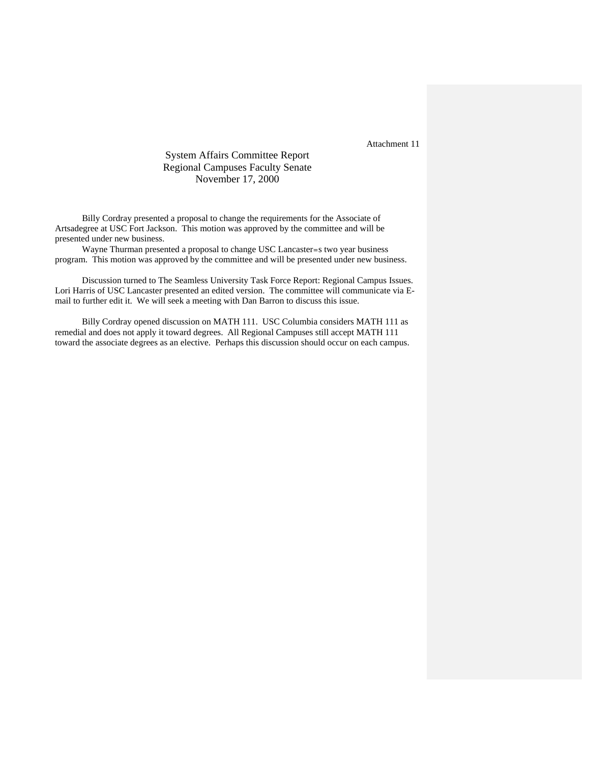Attachment 11

# System Affairs Committee Report
## Regional Campuses Faculty Senate
### November 17, 2000

Billy Cordray presented a proposal to change the requirements for the Associate of Artsadegree at USC Fort Jackson. This motion was approved by the committee and will be presented under new business.

Wayne Thurman presented a proposal to change USC Lancaster=s two year business program. This motion was approved by the committee and will be presented under new business.

Discussion turned to The Seamless University Task Force Report: Regional Campus Issues. Lori Harris of USC Lancaster presented an edited version. The committee will communicate via E-mail to further edit it. We will seek a meeting with Dan Barron to discuss this issue.

Billy Cordray opened discussion on MATH 111. USC Columbia considers MATH 111 as remedial and does not apply it toward degrees. All Regional Campuses still accept MATH 111 toward the associate degrees as an elective. Perhaps this discussion should occur on each campus.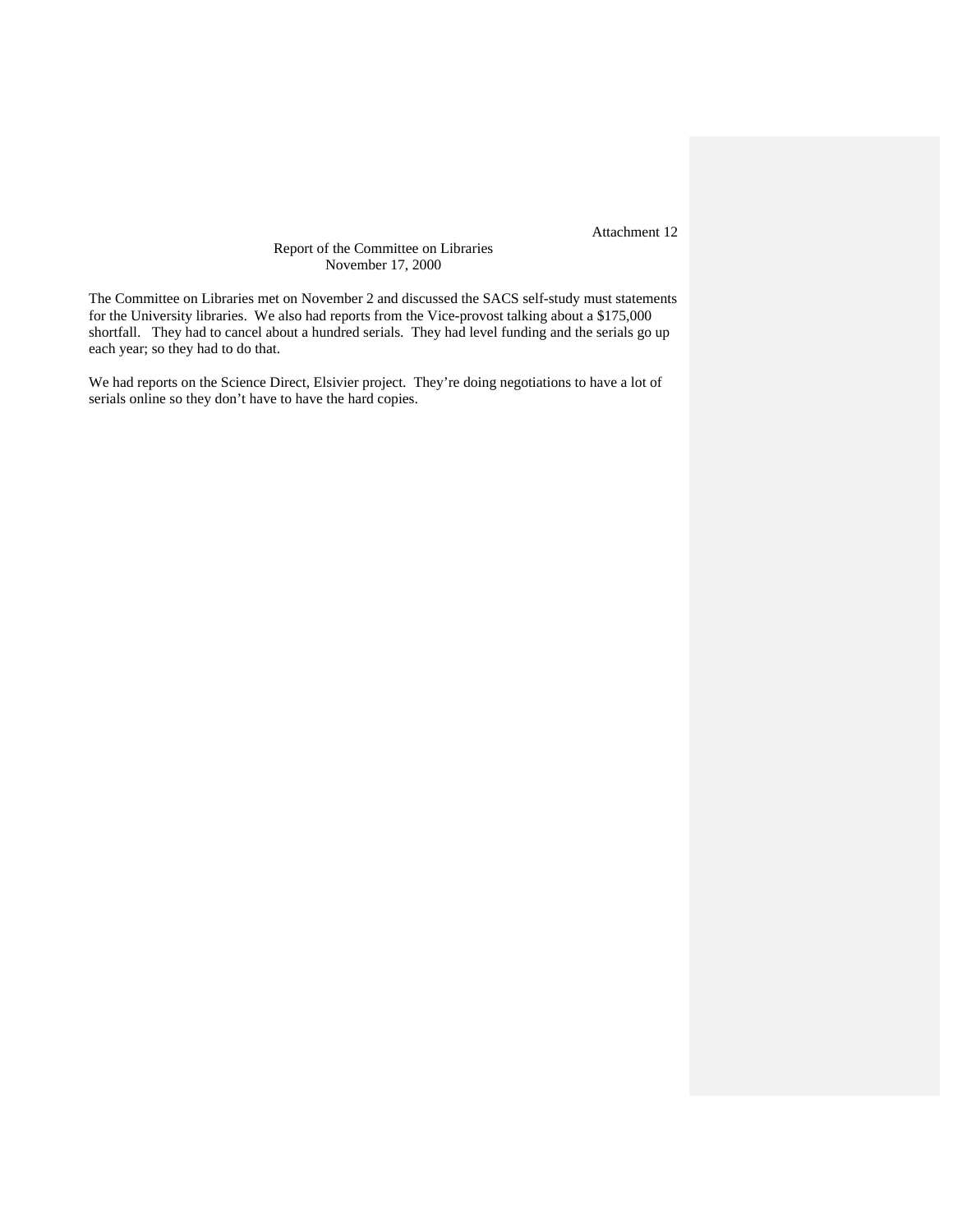Attachment 12

Report of the Committee on Libraries
November 17, 2000

The Committee on Libraries met on November 2 and discussed the SACS self-study must statements for the University libraries. We also had reports from the Vice-provost talking about a $175,000 shortfall. They had to cancel about a hundred serials. They had level funding and the serials go up each year; so they had to do that.

We had reports on the Science Direct, Elsivier project. They're doing negotiations to have a lot of serials online so they don't have to have the hard copies.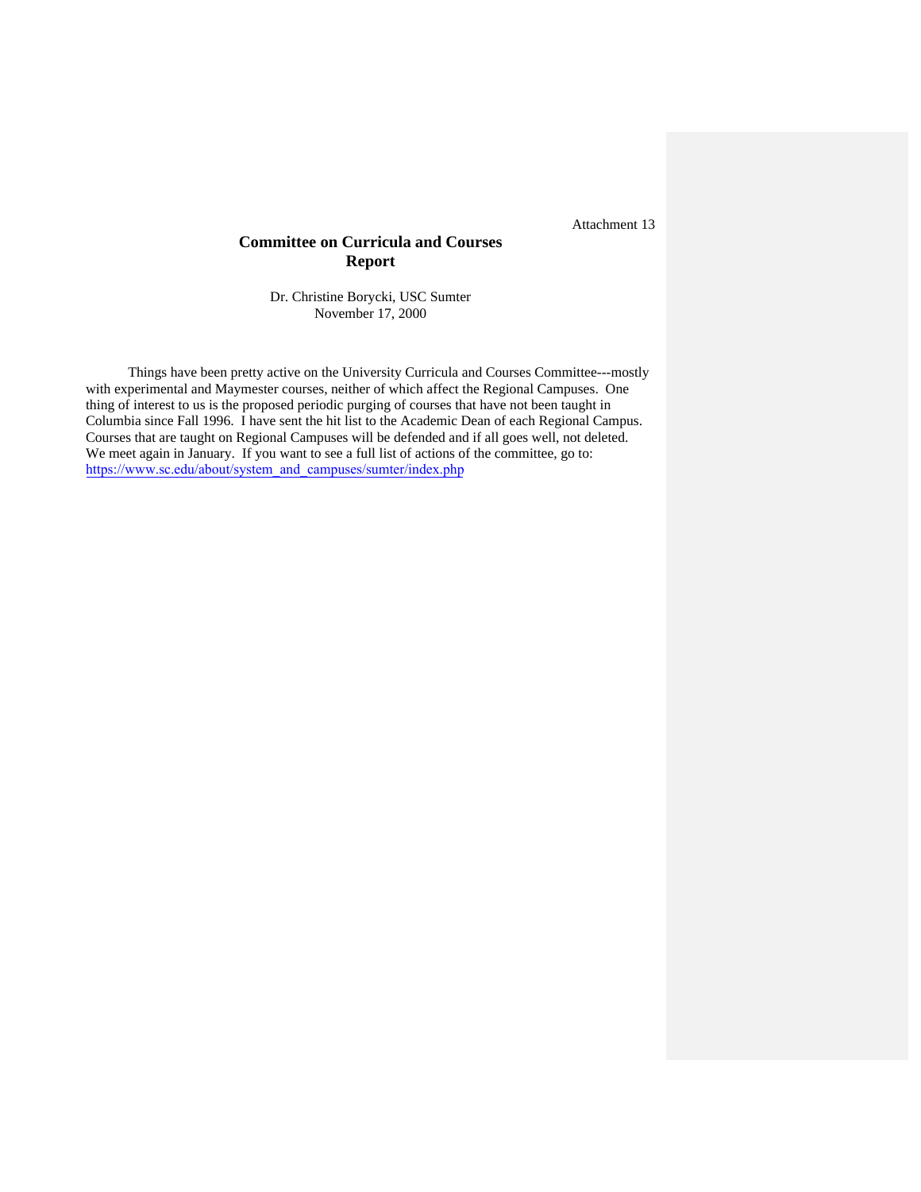Attachment 13

## Committee on Curricula and Courses Report

Dr. Christine Borycki, USC Sumter
November 17, 2000

Things have been pretty active on the University Curricula and Courses Committee---mostly with experimental and Maymester courses, neither of which affect the Regional Campuses. One thing of interest to us is the proposed periodic purging of courses that have not been taught in Columbia since Fall 1996. I have sent the hit list to the Academic Dean of each Regional Campus. Courses that are taught on Regional Campuses will be defended and if all goes well, not deleted. We meet again in January. If you want to see a full list of actions of the committee, go to: https://www.sc.edu/about/system_and_campuses/sumter/index.php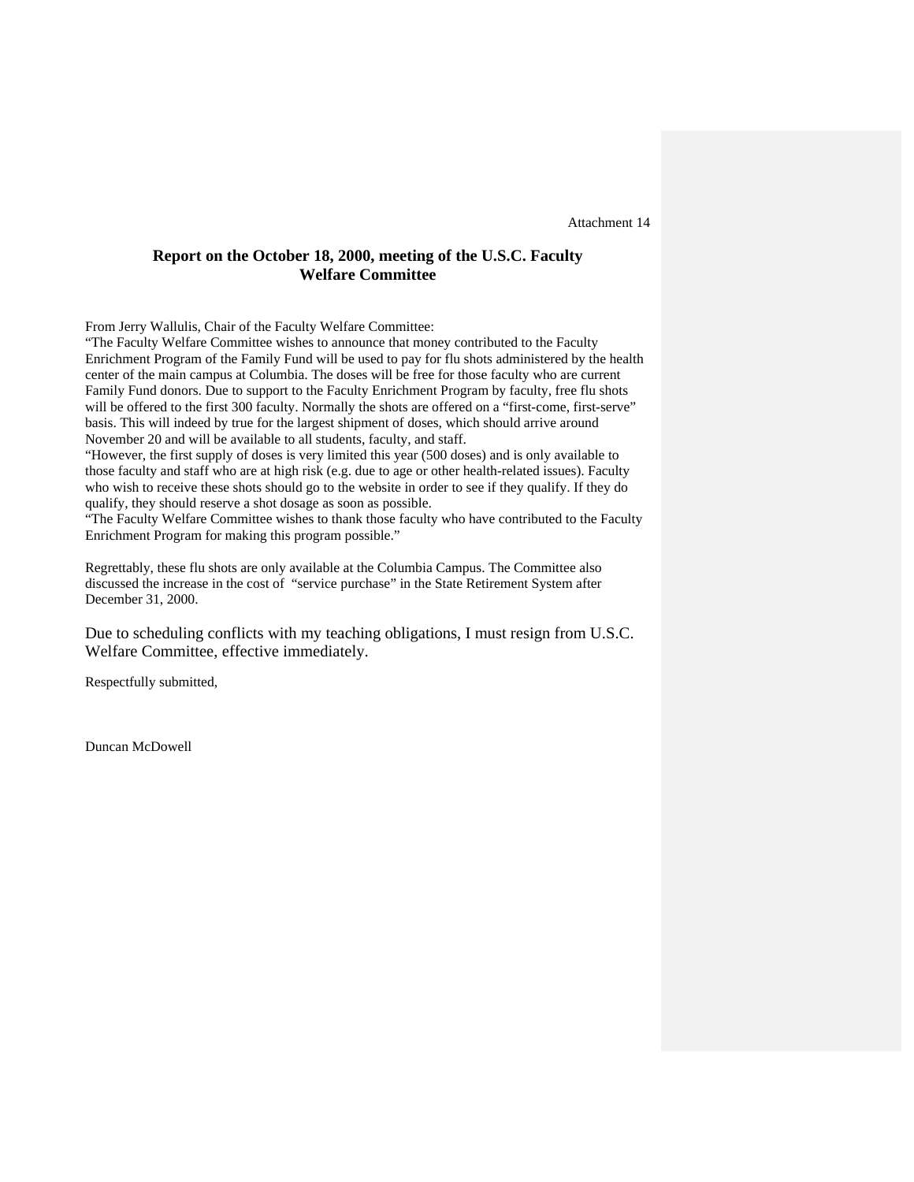Attachment 14

## Report on the October 18, 2000, meeting of the U.S.C. Faculty Welfare Committee

From Jerry Wallulis, Chair of the Faculty Welfare Committee:

"The Faculty Welfare Committee wishes to announce that money contributed to the Faculty Enrichment Program of the Family Fund will be used to pay for flu shots administered by the health center of the main campus at Columbia. The doses will be free for those faculty who are current Family Fund donors. Due to support to the Faculty Enrichment Program by faculty, free flu shots will be offered to the first 300 faculty. Normally the shots are offered on a "first-come, first-serve" basis. This will indeed by true for the largest shipment of doses, which should arrive around November 20 and will be available to all students, faculty, and staff.

"However, the first supply of doses is very limited this year (500 doses) and is only available to those faculty and staff who are at high risk (e.g. due to age or other health-related issues). Faculty who wish to receive these shots should go to the website in order to see if they qualify. If they do qualify, they should reserve a shot dosage as soon as possible.

"The Faculty Welfare Committee wishes to thank those faculty who have contributed to the Faculty Enrichment Program for making this program possible."

Regrettably, these flu shots are only available at the Columbia Campus. The Committee also discussed the increase in the cost of "service purchase" in the State Retirement System after December 31, 2000.

Due to scheduling conflicts with my teaching obligations, I must resign from U.S.C. Welfare Committee, effective immediately.

Respectfully submitted,

Duncan McDowell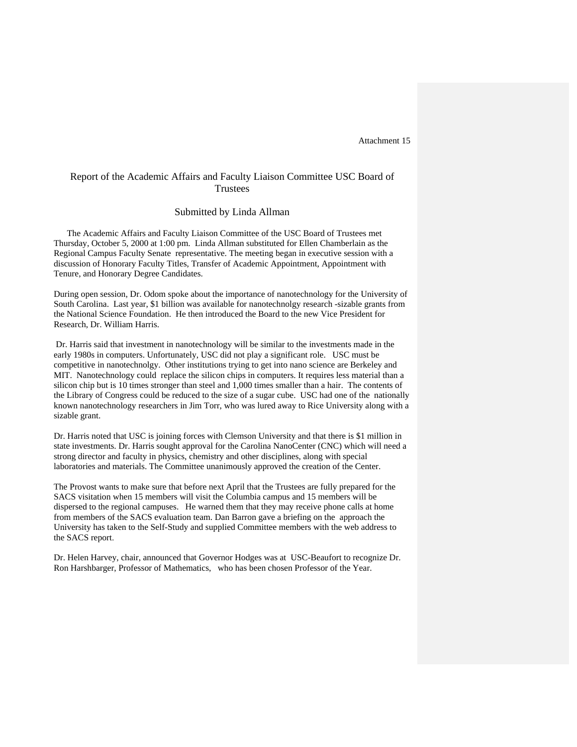Attachment 15

# Report of the Academic Affairs and Faculty Liaison Committee USC Board of Trustees

## Submitted by Linda Allman

The Academic Affairs and Faculty Liaison Committee of the USC Board of Trustees met Thursday, October 5, 2000 at 1:00 pm. Linda Allman substituted for Ellen Chamberlain as the Regional Campus Faculty Senate representative. The meeting began in executive session with a discussion of Honorary Faculty Titles, Transfer of Academic Appointment, Appointment with Tenure, and Honorary Degree Candidates.

During open session, Dr. Odom spoke about the importance of nanotechnology for the University of South Carolina. Last year, $1 billion was available for nanotechnolgy research -sizable grants from the National Science Foundation. He then introduced the Board to the new Vice President for Research, Dr. William Harris.

Dr. Harris said that investment in nanotechnology will be similar to the investments made in the early 1980s in computers. Unfortunately, USC did not play a significant role. USC must be competitive in nanotechnolgy. Other institutions trying to get into nano science are Berkeley and MIT. Nanotechnology could replace the silicon chips in computers. It requires less material than a silicon chip but is 10 times stronger than steel and 1,000 times smaller than a hair. The contents of the Library of Congress could be reduced to the size of a sugar cube. USC had one of the nationally known nanotechnology researchers in Jim Torr, who was lured away to Rice University along with a sizable grant.

Dr. Harris noted that USC is joining forces with Clemson University and that there is $1 million in state investments. Dr. Harris sought approval for the Carolina NanoCenter (CNC) which will need a strong director and faculty in physics, chemistry and other disciplines, along with special laboratories and materials. The Committee unanimously approved the creation of the Center.

The Provost wants to make sure that before next April that the Trustees are fully prepared for the SACS visitation when 15 members will visit the Columbia campus and 15 members will be dispersed to the regional campuses. He warned them that they may receive phone calls at home from members of the SACS evaluation team. Dan Barron gave a briefing on the approach the University has taken to the Self-Study and supplied Committee members with the web address to the SACS report.

Dr. Helen Harvey, chair, announced that Governor Hodges was at USC-Beaufort to recognize Dr. Ron Harshbarger, Professor of Mathematics, who has been chosen Professor of the Year.